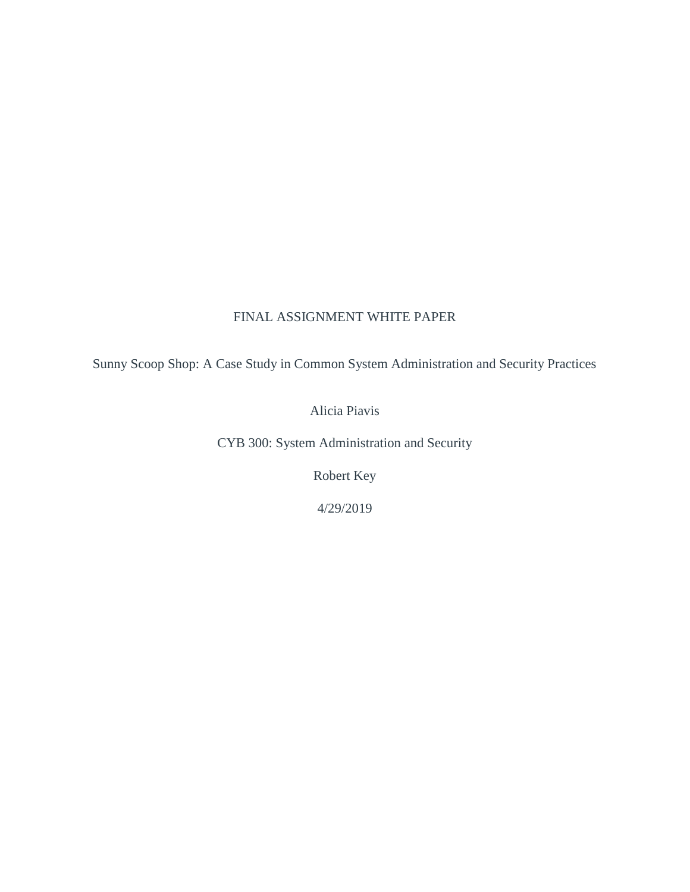FINAL ASSIGNMENT WHITE PAPER

Sunny Scoop Shop: A Case Study in Common System Administration and Security Practices

Alicia Piavis

CYB 300: System Administration and Security

Robert Key

4/29/2019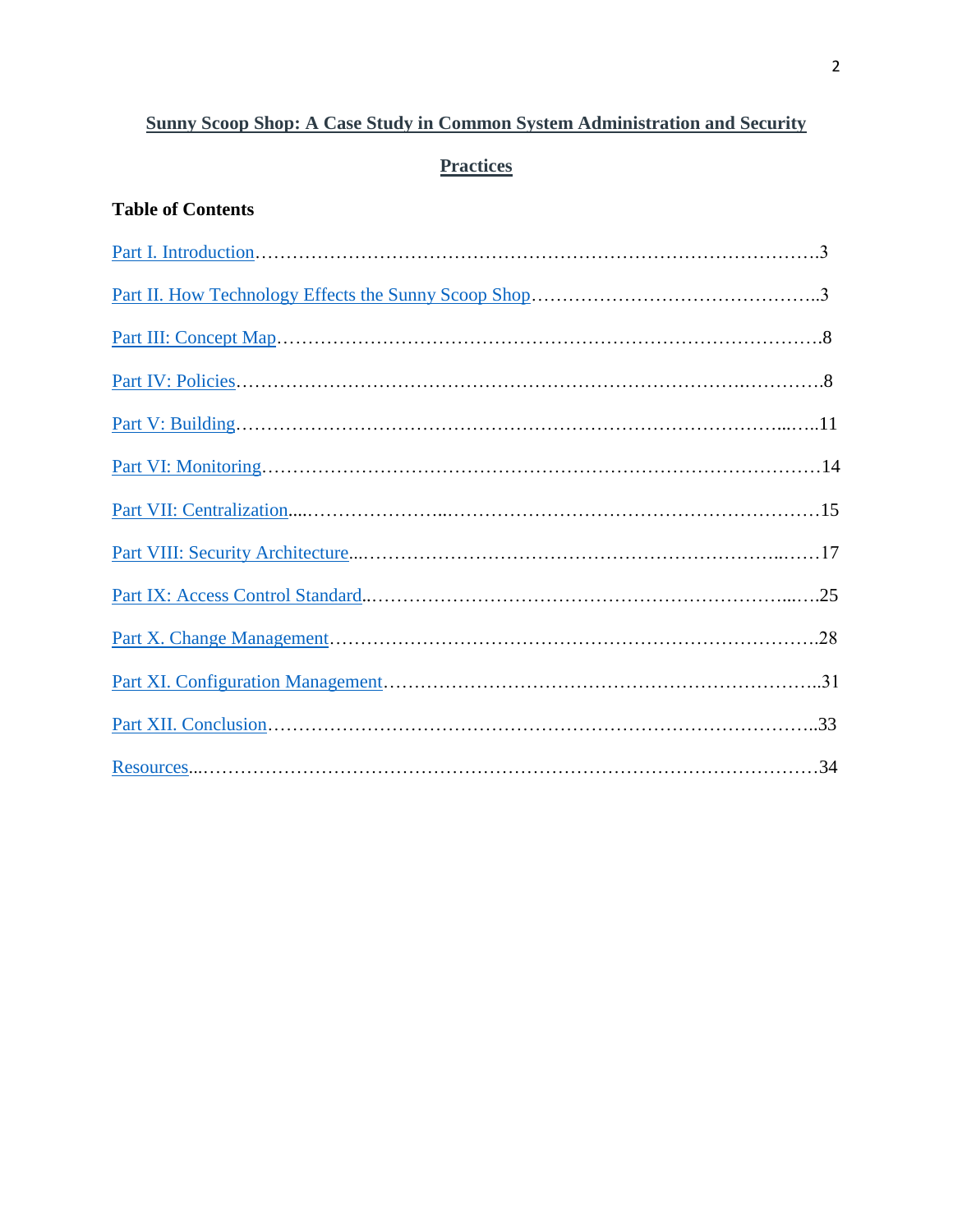# Sunny Scoop Shop: A Case Study in Common System Administration and Security Practices

**Table of Contents**

Part I. Introduction……………………………………………………………………………….3

Part II. How Technology Effects the Sunny Scoop Shop………………………………………..3

Part III: Concept Map…………………………………………………………………………….8

Part IV: Policies…………………………………………………………………….………….8

Part V: Building………………………………………………………………………...…..11

Part VI: Monitoring………………………………………………………………………………14

Part VII: Centralization....…………………...…………………………………………………15

Part VIII: Security Architecture...………………………………………………………...……17

Part IX: Access Control Standard..……………………………………………………….....…25

Part X. Change Management…………………………………………………………………….28

Part XI. Configuration Management……………………………………………………………..31

Part XII. Conclusion……………………………………………………………………………..33

Resources...………………………………………………………………………………………34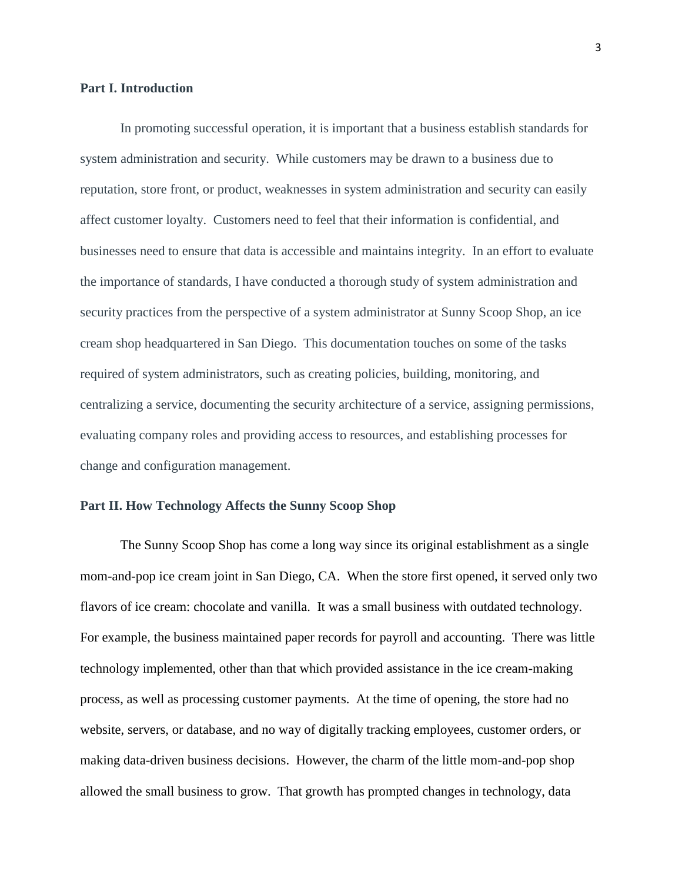## Part I. Introduction

In promoting successful operation, it is important that a business establish standards for system administration and security. While customers may be drawn to a business due to reputation, store front, or product, weaknesses in system administration and security can easily affect customer loyalty. Customers need to feel that their information is confidential, and businesses need to ensure that data is accessible and maintains integrity. In an effort to evaluate the importance of standards, I have conducted a thorough study of system administration and security practices from the perspective of a system administrator at Sunny Scoop Shop, an ice cream shop headquartered in San Diego. This documentation touches on some of the tasks required of system administrators, such as creating policies, building, monitoring, and centralizing a service, documenting the security architecture of a service, assigning permissions, evaluating company roles and providing access to resources, and establishing processes for change and configuration management.

## Part II. How Technology Affects the Sunny Scoop Shop

The Sunny Scoop Shop has come a long way since its original establishment as a single mom-and-pop ice cream joint in San Diego, CA. When the store first opened, it served only two flavors of ice cream: chocolate and vanilla. It was a small business with outdated technology. For example, the business maintained paper records for payroll and accounting. There was little technology implemented, other than that which provided assistance in the ice cream-making process, as well as processing customer payments. At the time of opening, the store had no website, servers, or database, and no way of digitally tracking employees, customer orders, or making data-driven business decisions. However, the charm of the little mom-and-pop shop allowed the small business to grow. That growth has prompted changes in technology, data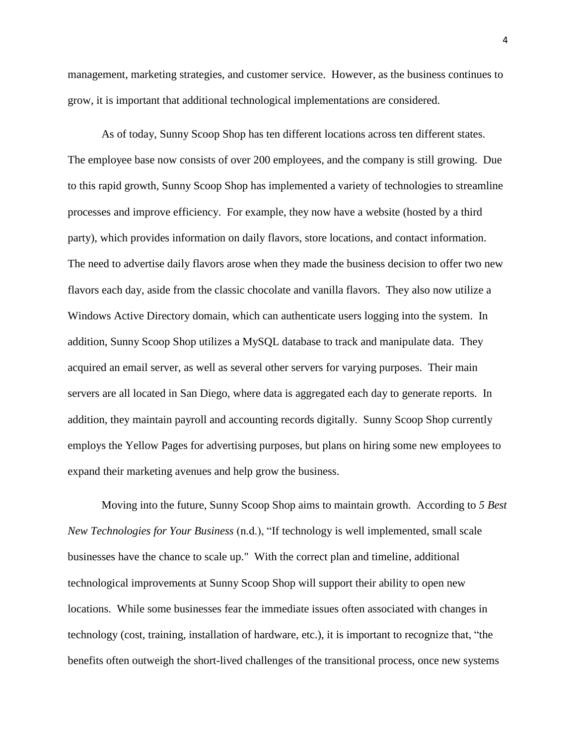management, marketing strategies, and customer service. However, as the business continues to grow, it is important that additional technological implementations are considered.

As of today, Sunny Scoop Shop has ten different locations across ten different states. The employee base now consists of over 200 employees, and the company is still growing. Due to this rapid growth, Sunny Scoop Shop has implemented a variety of technologies to streamline processes and improve efficiency. For example, they now have a website (hosted by a third party), which provides information on daily flavors, store locations, and contact information. The need to advertise daily flavors arose when they made the business decision to offer two new flavors each day, aside from the classic chocolate and vanilla flavors. They also now utilize a Windows Active Directory domain, which can authenticate users logging into the system. In addition, Sunny Scoop Shop utilizes a MySQL database to track and manipulate data. They acquired an email server, as well as several other servers for varying purposes. Their main servers are all located in San Diego, where data is aggregated each day to generate reports. In addition, they maintain payroll and accounting records digitally. Sunny Scoop Shop currently employs the Yellow Pages for advertising purposes, but plans on hiring some new employees to expand their marketing avenues and help grow the business.

Moving into the future, Sunny Scoop Shop aims to maintain growth. According to *5 Best New Technologies for Your Business* (n.d.), "If technology is well implemented, small scale businesses have the chance to scale up." With the correct plan and timeline, additional technological improvements at Sunny Scoop Shop will support their ability to open new locations. While some businesses fear the immediate issues often associated with changes in technology (cost, training, installation of hardware, etc.), it is important to recognize that, "the benefits often outweigh the short-lived challenges of the transitional process, once new systems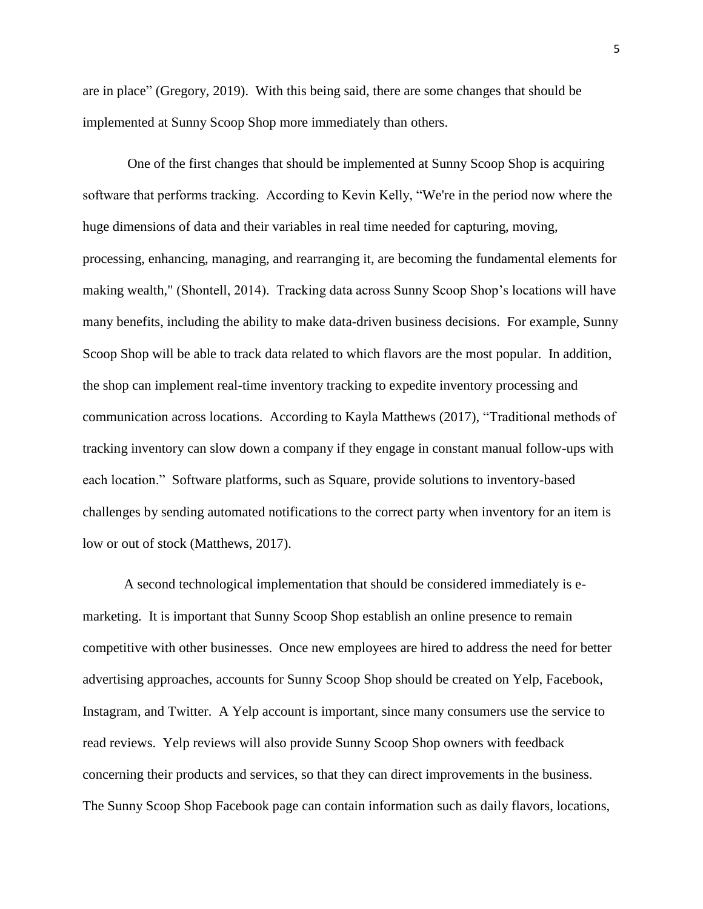are in place" (Gregory, 2019). With this being said, there are some changes that should be implemented at Sunny Scoop Shop more immediately than others.

One of the first changes that should be implemented at Sunny Scoop Shop is acquiring software that performs tracking. According to Kevin Kelly, "We're in the period now where the huge dimensions of data and their variables in real time needed for capturing, moving, processing, enhancing, managing, and rearranging it, are becoming the fundamental elements for making wealth," (Shontell, 2014). Tracking data across Sunny Scoop Shop's locations will have many benefits, including the ability to make data-driven business decisions. For example, Sunny Scoop Shop will be able to track data related to which flavors are the most popular. In addition, the shop can implement real-time inventory tracking to expedite inventory processing and communication across locations. According to Kayla Matthews (2017), "Traditional methods of tracking inventory can slow down a company if they engage in constant manual follow-ups with each location." Software platforms, such as Square, provide solutions to inventory-based challenges by sending automated notifications to the correct party when inventory for an item is low or out of stock (Matthews, 2017).

A second technological implementation that should be considered immediately is e-marketing. It is important that Sunny Scoop Shop establish an online presence to remain competitive with other businesses. Once new employees are hired to address the need for better advertising approaches, accounts for Sunny Scoop Shop should be created on Yelp, Facebook, Instagram, and Twitter. A Yelp account is important, since many consumers use the service to read reviews. Yelp reviews will also provide Sunny Scoop Shop owners with feedback concerning their products and services, so that they can direct improvements in the business. The Sunny Scoop Shop Facebook page can contain information such as daily flavors, locations,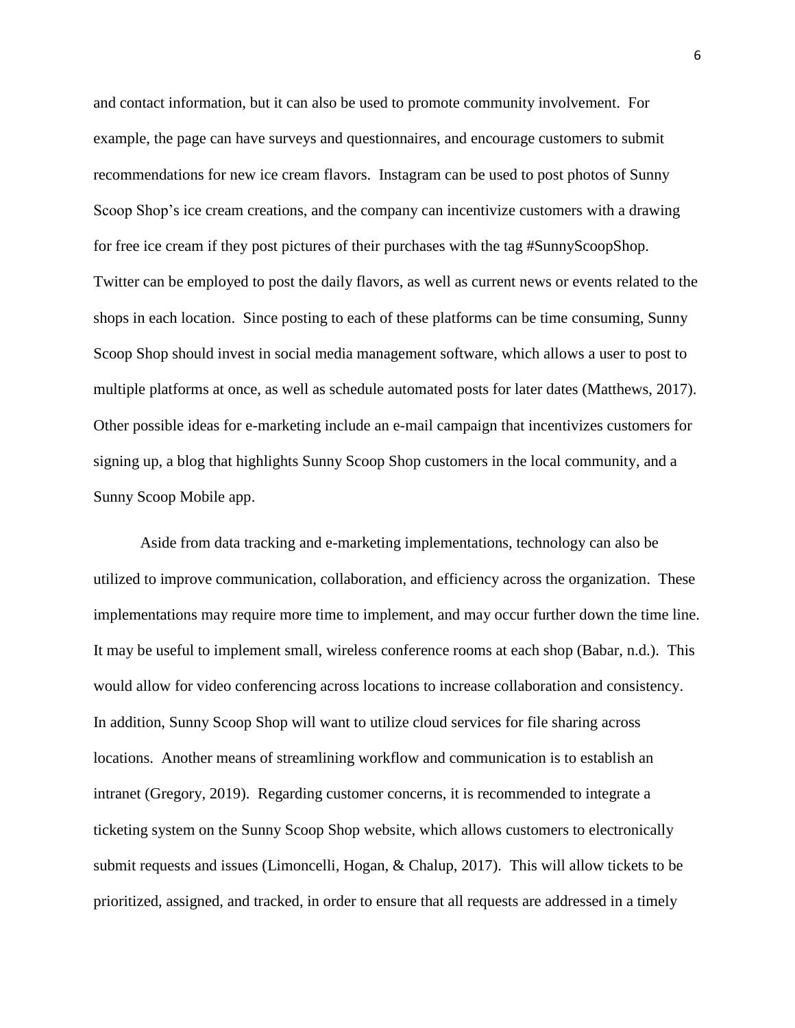and contact information, but it can also be used to promote community involvement. For example, the page can have surveys and questionnaires, and encourage customers to submit recommendations for new ice cream flavors. Instagram can be used to post photos of Sunny Scoop Shop's ice cream creations, and the company can incentivize customers with a drawing for free ice cream if they post pictures of their purchases with the tag #SunnyScoopShop. Twitter can be employed to post the daily flavors, as well as current news or events related to the shops in each location. Since posting to each of these platforms can be time consuming, Sunny Scoop Shop should invest in social media management software, which allows a user to post to multiple platforms at once, as well as schedule automated posts for later dates (Matthews, 2017). Other possible ideas for e-marketing include an e-mail campaign that incentivizes customers for signing up, a blog that highlights Sunny Scoop Shop customers in the local community, and a Sunny Scoop Mobile app.

Aside from data tracking and e-marketing implementations, technology can also be utilized to improve communication, collaboration, and efficiency across the organization. These implementations may require more time to implement, and may occur further down the time line. It may be useful to implement small, wireless conference rooms at each shop (Babar, n.d.). This would allow for video conferencing across locations to increase collaboration and consistency. In addition, Sunny Scoop Shop will want to utilize cloud services for file sharing across locations. Another means of streamlining workflow and communication is to establish an intranet (Gregory, 2019). Regarding customer concerns, it is recommended to integrate a ticketing system on the Sunny Scoop Shop website, which allows customers to electronically submit requests and issues (Limoncelli, Hogan, & Chalup, 2017). This will allow tickets to be prioritized, assigned, and tracked, in order to ensure that all requests are addressed in a timely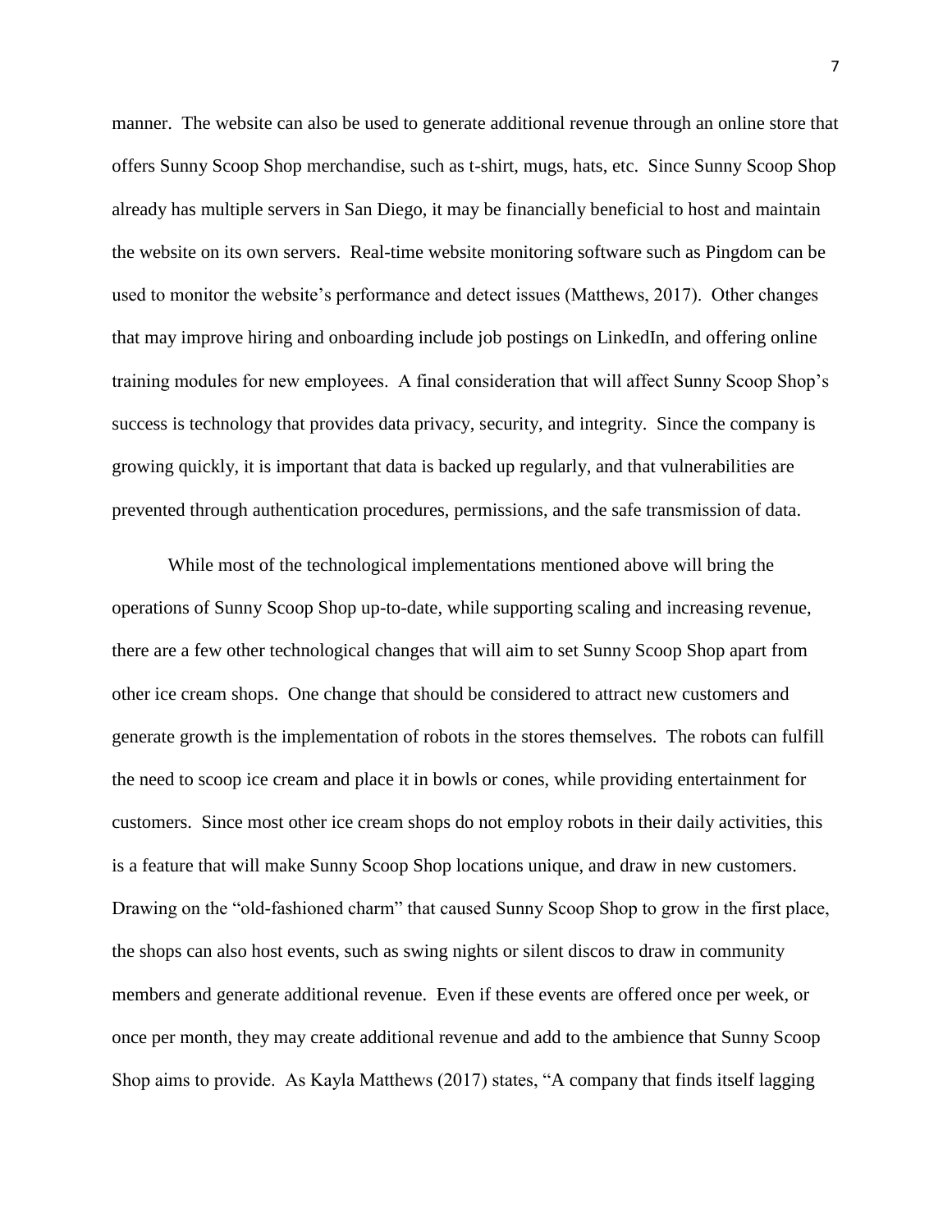manner. The website can also be used to generate additional revenue through an online store that offers Sunny Scoop Shop merchandise, such as t-shirt, mugs, hats, etc. Since Sunny Scoop Shop already has multiple servers in San Diego, it may be financially beneficial to host and maintain the website on its own servers. Real-time website monitoring software such as Pingdom can be used to monitor the website's performance and detect issues (Matthews, 2017). Other changes that may improve hiring and onboarding include job postings on LinkedIn, and offering online training modules for new employees. A final consideration that will affect Sunny Scoop Shop's success is technology that provides data privacy, security, and integrity. Since the company is growing quickly, it is important that data is backed up regularly, and that vulnerabilities are prevented through authentication procedures, permissions, and the safe transmission of data.

While most of the technological implementations mentioned above will bring the operations of Sunny Scoop Shop up-to-date, while supporting scaling and increasing revenue, there are a few other technological changes that will aim to set Sunny Scoop Shop apart from other ice cream shops. One change that should be considered to attract new customers and generate growth is the implementation of robots in the stores themselves. The robots can fulfill the need to scoop ice cream and place it in bowls or cones, while providing entertainment for customers. Since most other ice cream shops do not employ robots in their daily activities, this is a feature that will make Sunny Scoop Shop locations unique, and draw in new customers. Drawing on the "old-fashioned charm" that caused Sunny Scoop Shop to grow in the first place, the shops can also host events, such as swing nights or silent discos to draw in community members and generate additional revenue. Even if these events are offered once per week, or once per month, they may create additional revenue and add to the ambience that Sunny Scoop Shop aims to provide. As Kayla Matthews (2017) states, "A company that finds itself lagging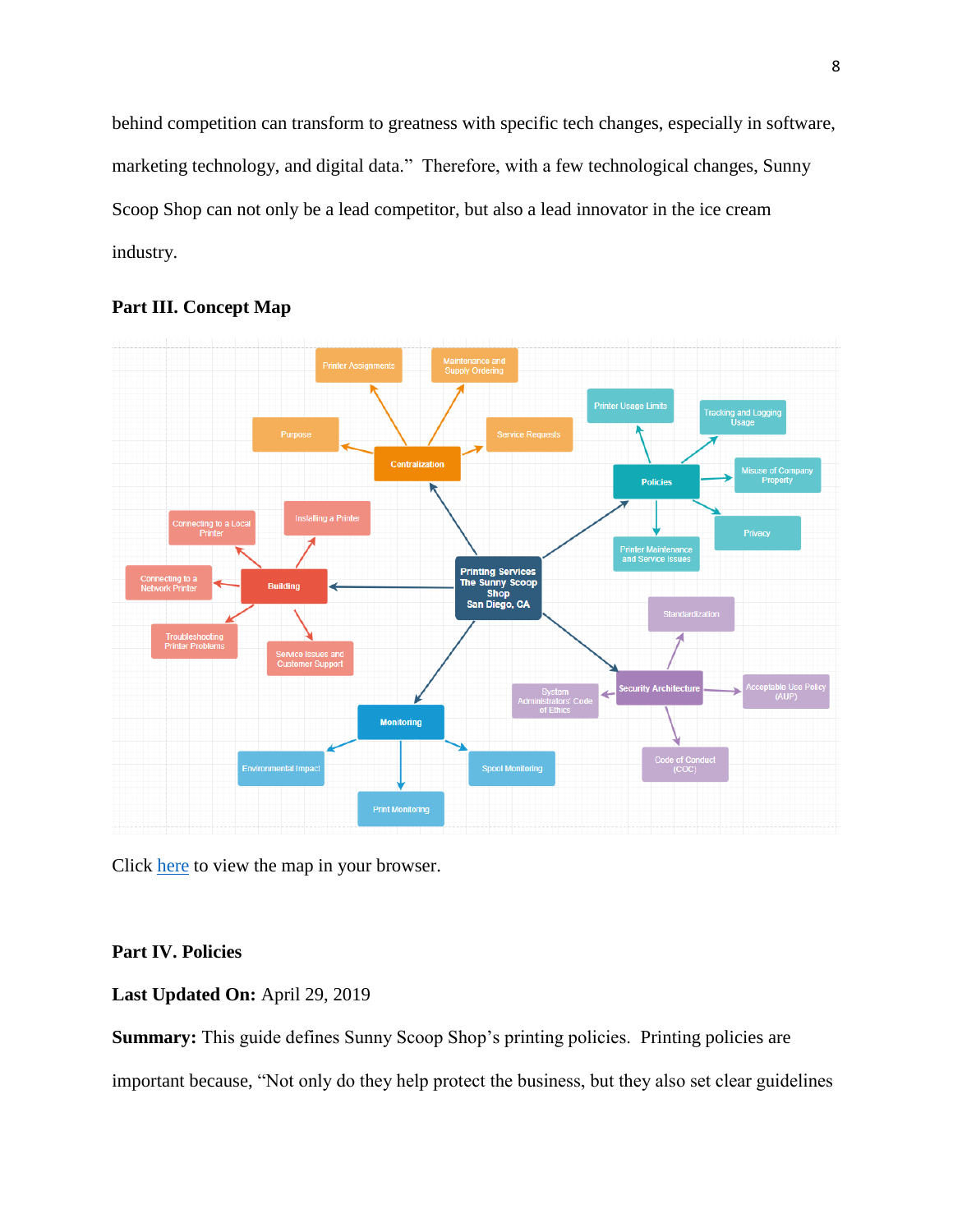behind competition can transform to greatness with specific tech changes, especially in software, marketing technology, and digital data." Therefore, with a few technological changes, Sunny Scoop Shop can not only be a lead competitor, but also a lead innovator in the ice cream industry.

## Part III. Concept Map

Click here to view the map in your browser.

## Part IV. Policies

**Last Updated On:** April 29, 2019

**Summary:** This guide defines Sunny Scoop Shop's printing policies. Printing policies are important because, "Not only do they help protect the business, but they also set clear guidelines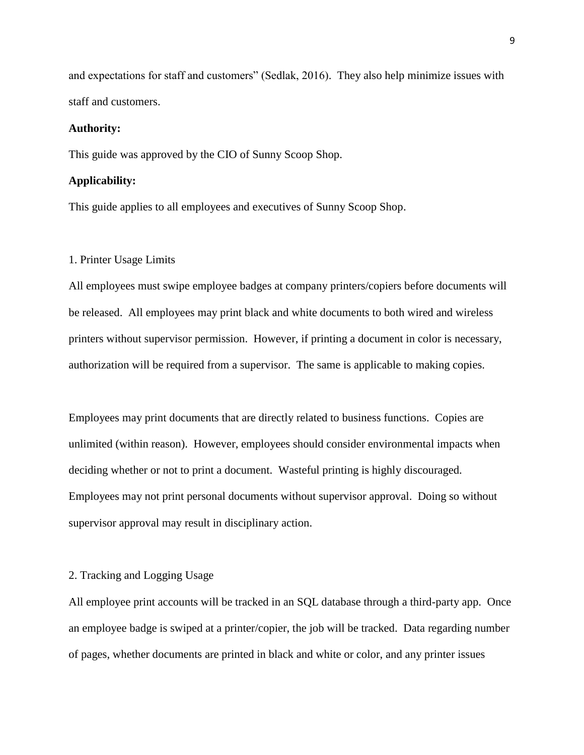and expectations for staff and customers" (Sedlak, 2016). They also help minimize issues with staff and customers.

**Authority:**

This guide was approved by the CIO of Sunny Scoop Shop.

**Applicability:**

This guide applies to all employees and executives of Sunny Scoop Shop.

1. Printer Usage Limits

All employees must swipe employee badges at company printers/copiers before documents will be released. All employees may print black and white documents to both wired and wireless printers without supervisor permission. However, if printing a document in color is necessary, authorization will be required from a supervisor. The same is applicable to making copies.

Employees may print documents that are directly related to business functions. Copies are unlimited (within reason). However, employees should consider environmental impacts when deciding whether or not to print a document. Wasteful printing is highly discouraged. Employees may not print personal documents without supervisor approval. Doing so without supervisor approval may result in disciplinary action.

2. Tracking and Logging Usage

All employee print accounts will be tracked in an SQL database through a third-party app. Once an employee badge is swiped at a printer/copier, the job will be tracked. Data regarding number of pages, whether documents are printed in black and white or color, and any printer issues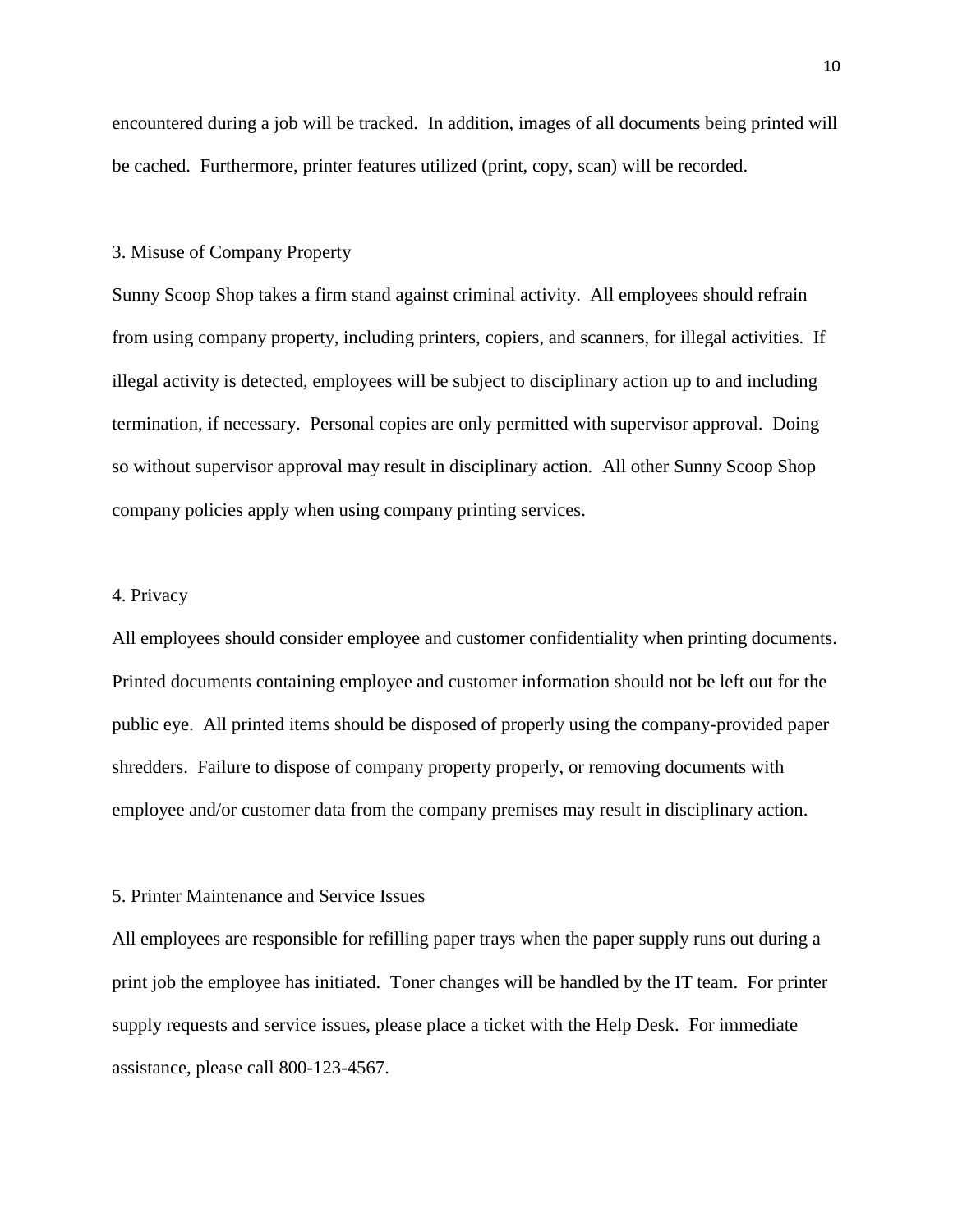encountered during a job will be tracked. In addition, images of all documents being printed will be cached. Furthermore, printer features utilized (print, copy, scan) will be recorded.

## 3. Misuse of Company Property

Sunny Scoop Shop takes a firm stand against criminal activity. All employees should refrain from using company property, including printers, copiers, and scanners, for illegal activities. If illegal activity is detected, employees will be subject to disciplinary action up to and including termination, if necessary. Personal copies are only permitted with supervisor approval. Doing so without supervisor approval may result in disciplinary action. All other Sunny Scoop Shop company policies apply when using company printing services.

## 4. Privacy

All employees should consider employee and customer confidentiality when printing documents. Printed documents containing employee and customer information should not be left out for the public eye. All printed items should be disposed of properly using the company-provided paper shredders. Failure to dispose of company property properly, or removing documents with employee and/or customer data from the company premises may result in disciplinary action.

## 5. Printer Maintenance and Service Issues

All employees are responsible for refilling paper trays when the paper supply runs out during a print job the employee has initiated. Toner changes will be handled by the IT team. For printer supply requests and service issues, please place a ticket with the Help Desk. For immediate assistance, please call 800-123-4567.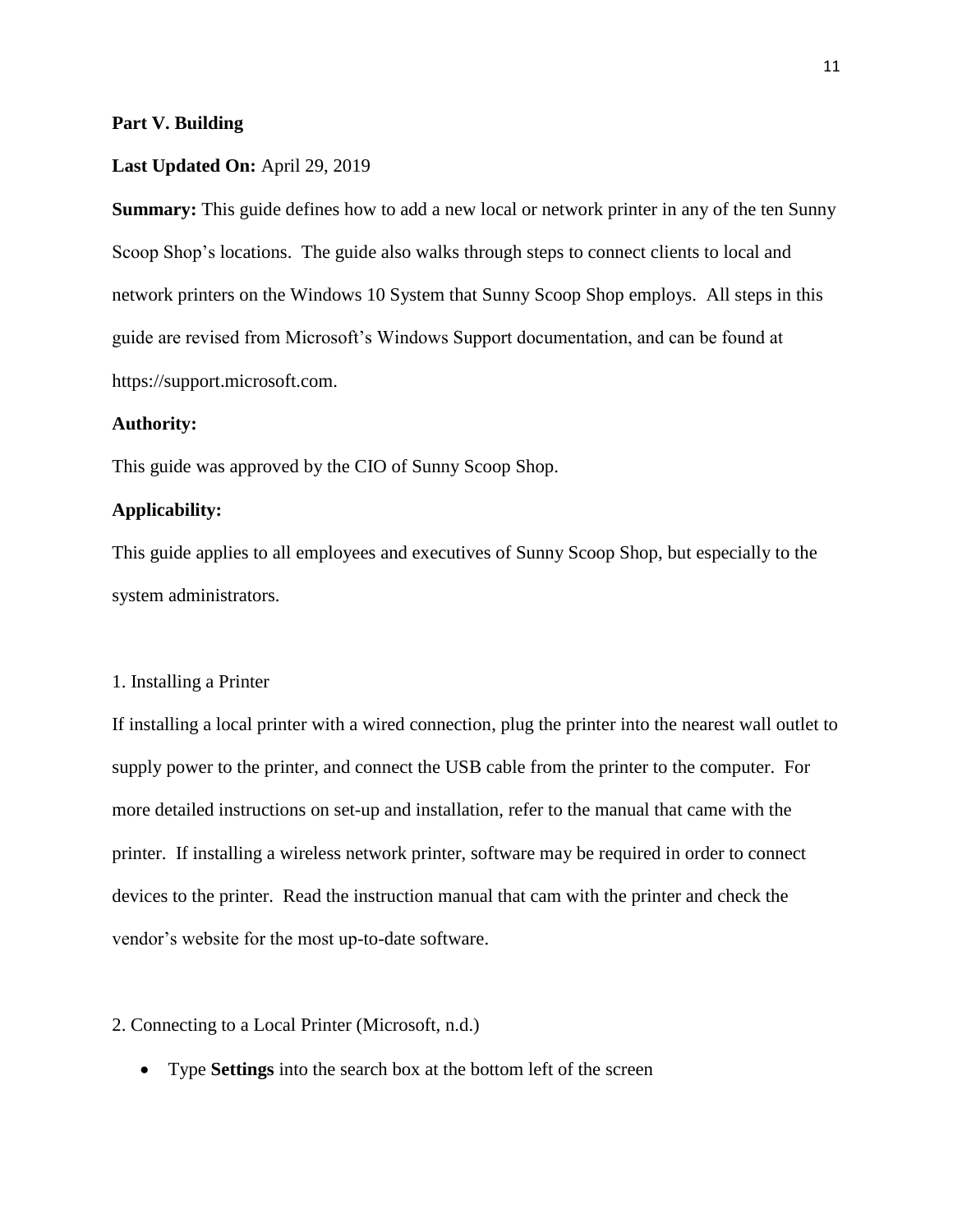**Part V. Building**

**Last Updated On:** April 29, 2019

**Summary:** This guide defines how to add a new local or network printer in any of the ten Sunny Scoop Shop's locations. The guide also walks through steps to connect clients to local and network printers on the Windows 10 System that Sunny Scoop Shop employs. All steps in this guide are revised from Microsoft's Windows Support documentation, and can be found at https://support.microsoft.com.

**Authority:**

This guide was approved by the CIO of Sunny Scoop Shop.

**Applicability:**

This guide applies to all employees and executives of Sunny Scoop Shop, but especially to the system administrators.

1. Installing a Printer

If installing a local printer with a wired connection, plug the printer into the nearest wall outlet to supply power to the printer, and connect the USB cable from the printer to the computer. For more detailed instructions on set-up and installation, refer to the manual that came with the printer. If installing a wireless network printer, software may be required in order to connect devices to the printer. Read the instruction manual that cam with the printer and check the vendor's website for the most up-to-date software.

2. Connecting to a Local Printer (Microsoft, n.d.)

- Type **Settings** into the search box at the bottom left of the screen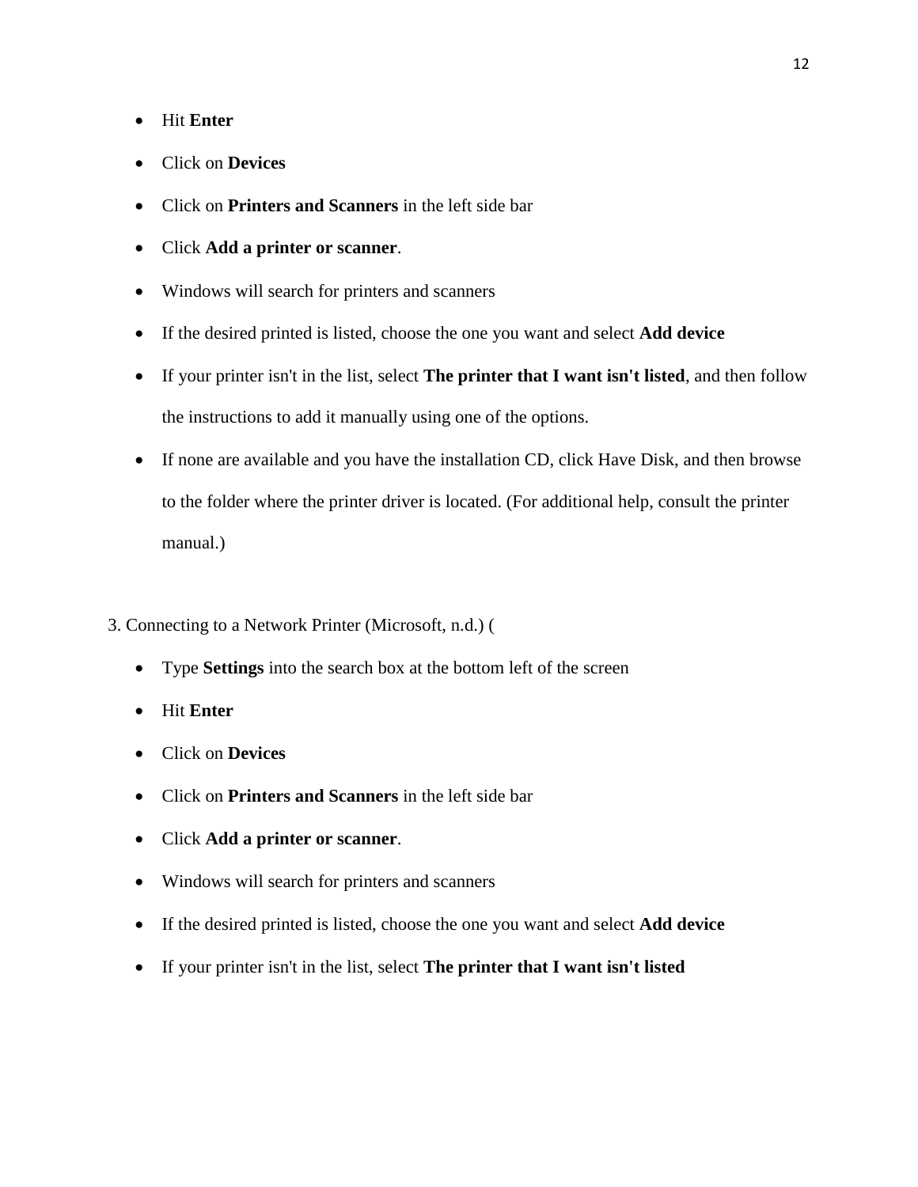- Hit **Enter**
- Click on **Devices**
- Click on **Printers and Scanners** in the left side bar
- Click **Add a printer or scanner**.
- Windows will search for printers and scanners
- If the desired printed is listed, choose the one you want and select **Add device**
- If your printer isn't in the list, select **The printer that I want isn't listed**, and then follow the instructions to add it manually using one of the options.
- If none are available and you have the installation CD, click Have Disk, and then browse to the folder where the printer driver is located. (For additional help, consult the printer manual.)

3. Connecting to a Network Printer (Microsoft, n.d.) (

- Type **Settings** into the search box at the bottom left of the screen
- Hit **Enter**
- Click on **Devices**
- Click on **Printers and Scanners** in the left side bar
- Click **Add a printer or scanner**.
- Windows will search for printers and scanners
- If the desired printed is listed, choose the one you want and select **Add device**
- If your printer isn't in the list, select **The printer that I want isn't listed**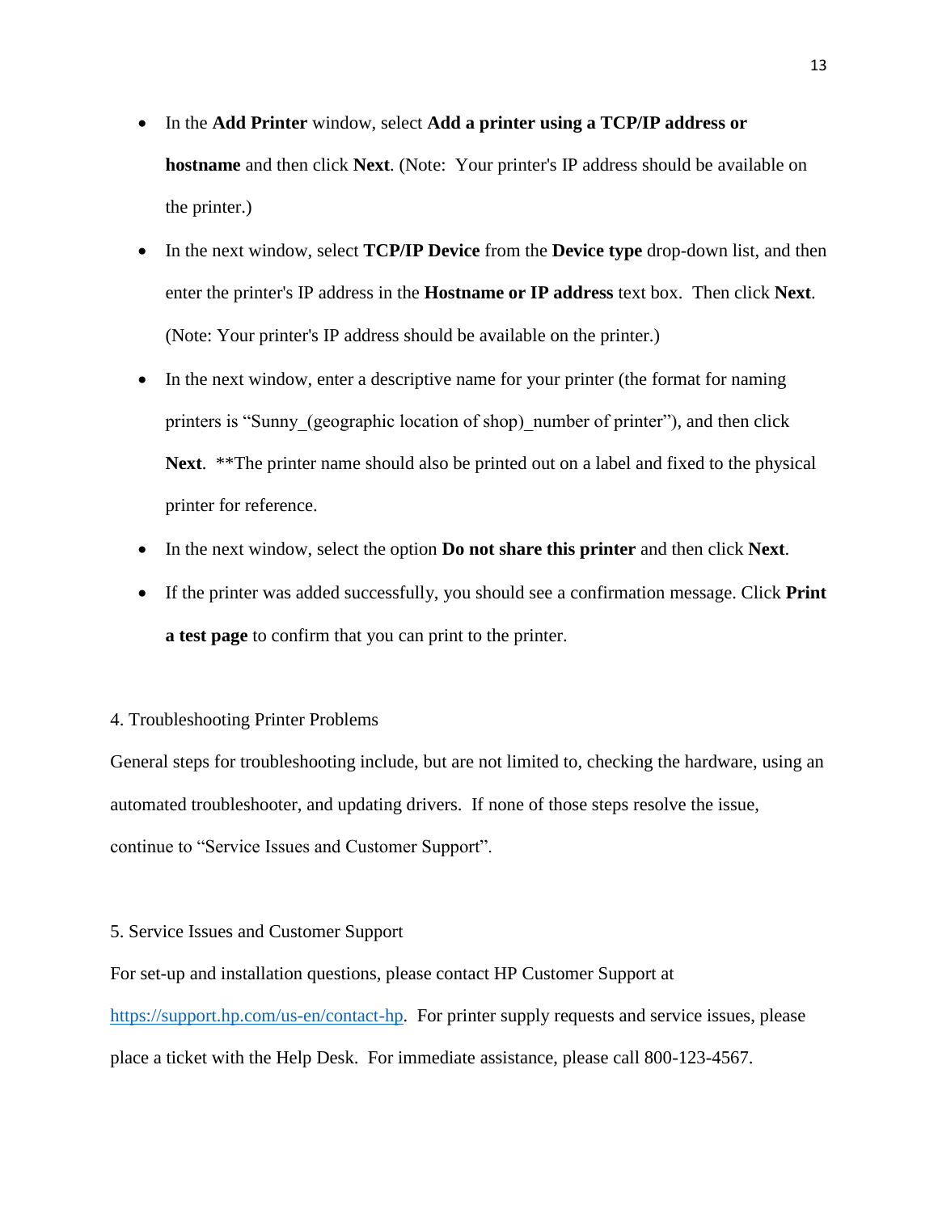- In the **Add Printer** window, select **Add a printer using a TCP/IP address or hostname** and then click **Next**. (Note:  Your printer's IP address should be available on the printer.)
- In the next window, select **TCP/IP Device** from the **Device type** drop-down list, and then enter the printer's IP address in the **Hostname or IP address** text box.  Then click **Next**. (Note: Your printer's IP address should be available on the printer.)
- In the next window, enter a descriptive name for your printer (the format for naming printers is "Sunny_(geographic location of shop)_number of printer"), and then click **Next**.  **The printer name should also be printed out on a label and fixed to the physical printer for reference.
- In the next window, select the option **Do not share this printer** and then click **Next**.
- If the printer was added successfully, you should see a confirmation message. Click **Print a test page** to confirm that you can print to the printer.

4. Troubleshooting Printer Problems

General steps for troubleshooting include, but are not limited to, checking the hardware, using an automated troubleshooter, and updating drivers.  If none of those steps resolve the issue, continue to "Service Issues and Customer Support".

5. Service Issues and Customer Support

For set-up and installation questions, please contact HP Customer Support at [https://support.hp.com/us-en/contact-hp](https://support.hp.com/us-en/contact-hp).  For printer supply requests and service issues, please place a ticket with the Help Desk.  For immediate assistance, please call 800-123-4567.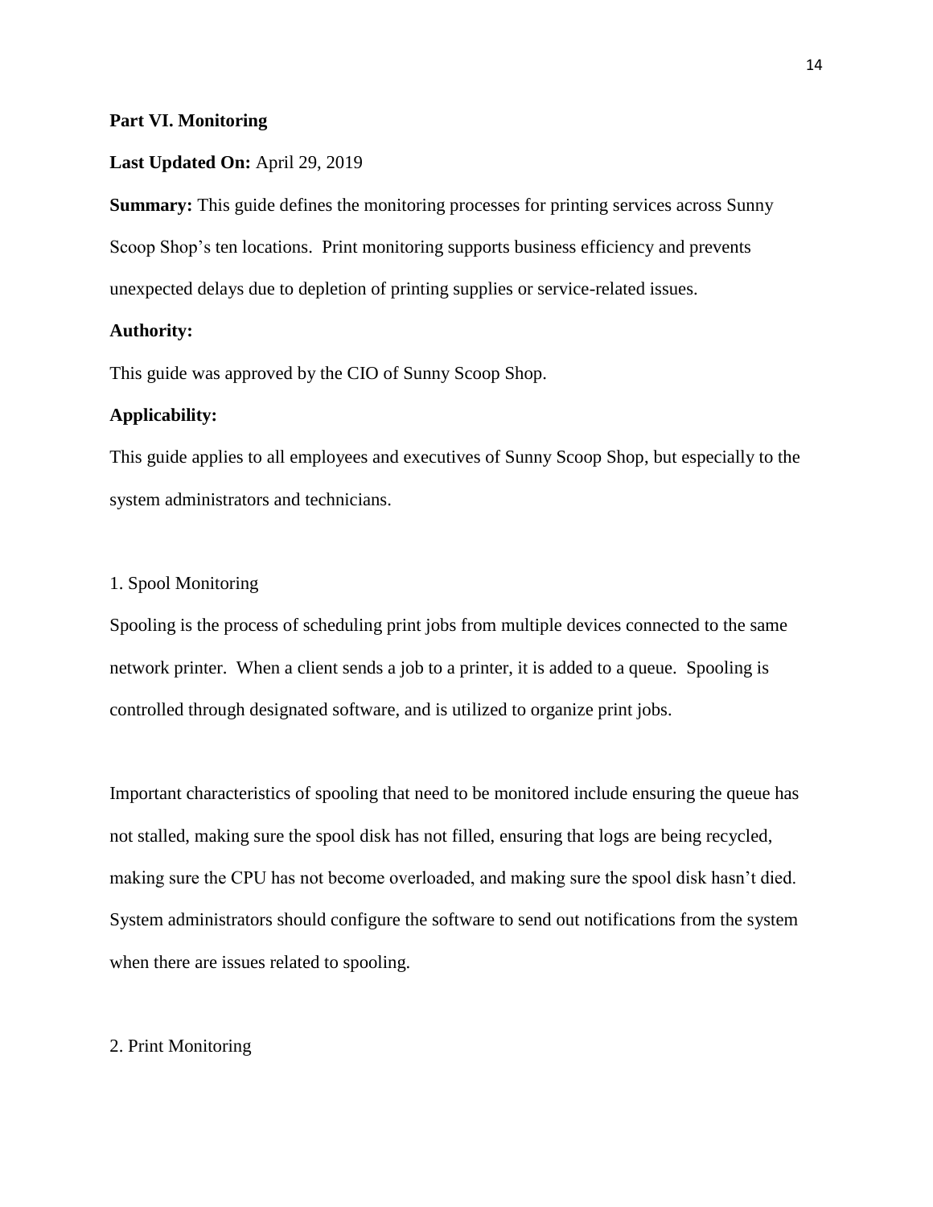## Part VI. Monitoring

**Last Updated On:** April 29, 2019

**Summary:** This guide defines the monitoring processes for printing services across Sunny Scoop Shop's ten locations. Print monitoring supports business efficiency and prevents unexpected delays due to depletion of printing supplies or service-related issues.

**Authority:**

This guide was approved by the CIO of Sunny Scoop Shop.

**Applicability:**

This guide applies to all employees and executives of Sunny Scoop Shop, but especially to the system administrators and technicians.

### 1. Spool Monitoring

Spooling is the process of scheduling print jobs from multiple devices connected to the same network printer. When a client sends a job to a printer, it is added to a queue. Spooling is controlled through designated software, and is utilized to organize print jobs.

Important characteristics of spooling that need to be monitored include ensuring the queue has not stalled, making sure the spool disk has not filled, ensuring that logs are being recycled, making sure the CPU has not become overloaded, and making sure the spool disk hasn't died. System administrators should configure the software to send out notifications from the system when there are issues related to spooling.

### 2. Print Monitoring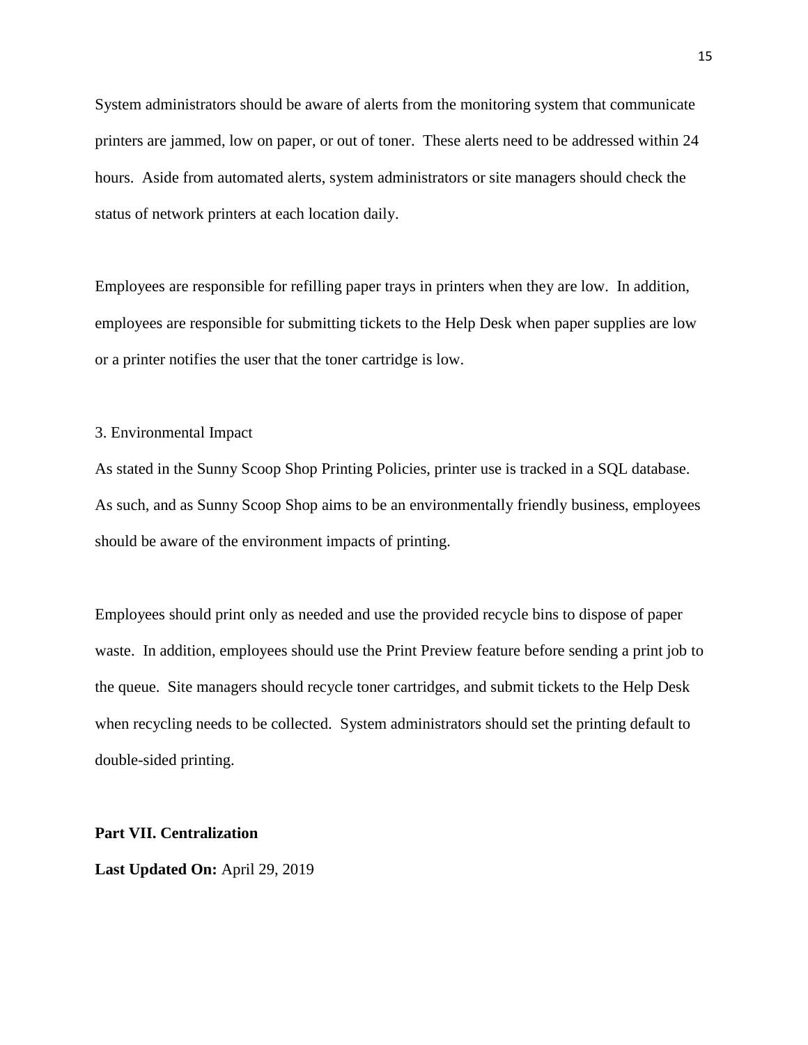System administrators should be aware of alerts from the monitoring system that communicate printers are jammed, low on paper, or out of toner. These alerts need to be addressed within 24 hours. Aside from automated alerts, system administrators or site managers should check the status of network printers at each location daily.

Employees are responsible for refilling paper trays in printers when they are low. In addition, employees are responsible for submitting tickets to the Help Desk when paper supplies are low or a printer notifies the user that the toner cartridge is low.

3. Environmental Impact

As stated in the Sunny Scoop Shop Printing Policies, printer use is tracked in a SQL database. As such, and as Sunny Scoop Shop aims to be an environmentally friendly business, employees should be aware of the environment impacts of printing.

Employees should print only as needed and use the provided recycle bins to dispose of paper waste. In addition, employees should use the Print Preview feature before sending a print job to the queue. Site managers should recycle toner cartridges, and submit tickets to the Help Desk when recycling needs to be collected. System administrators should set the printing default to double-sided printing.

## Part VII. Centralization

**Last Updated On:** April 29, 2019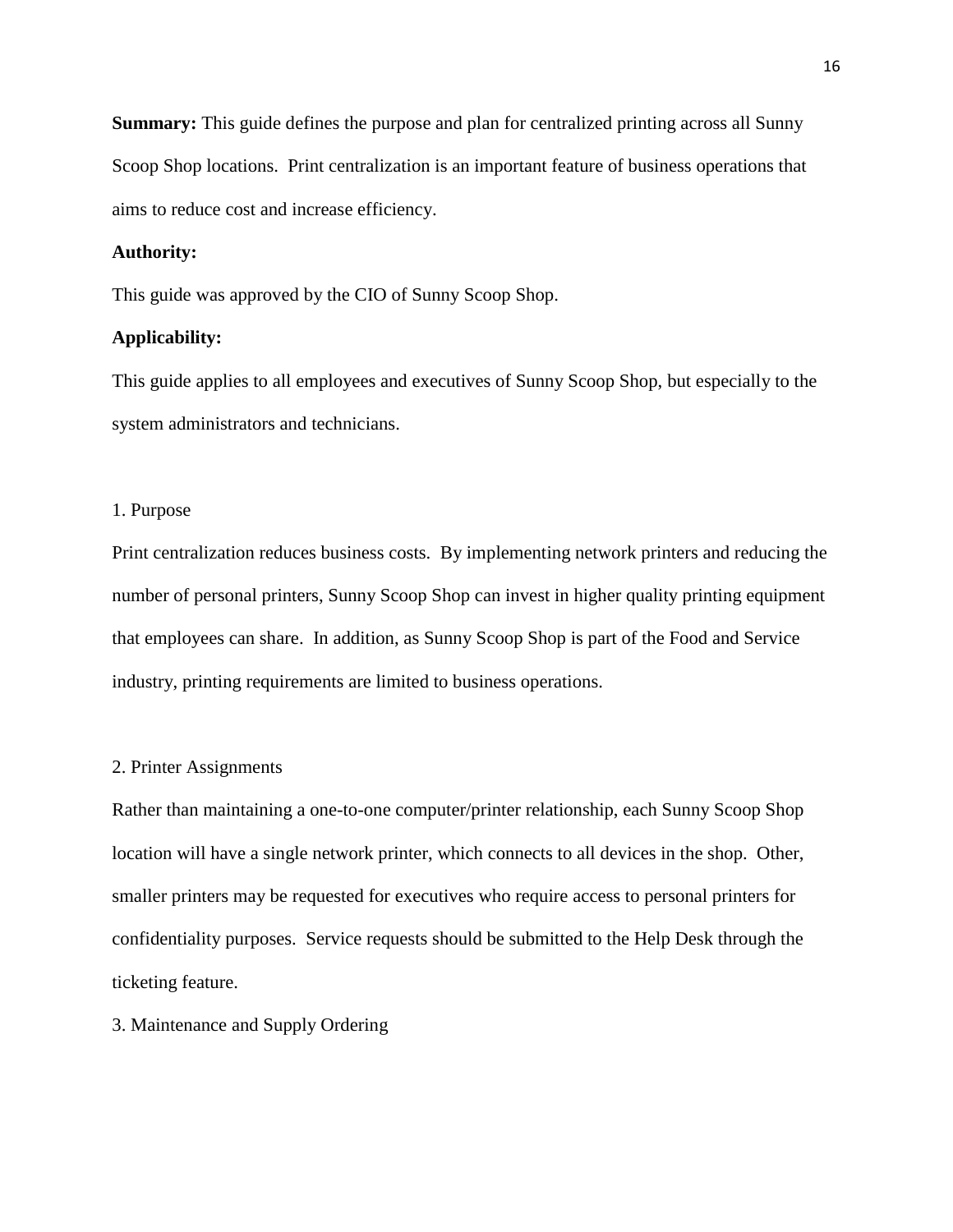**Summary:** This guide defines the purpose and plan for centralized printing across all Sunny Scoop Shop locations. Print centralization is an important feature of business operations that aims to reduce cost and increase efficiency.

**Authority:**

This guide was approved by the CIO of Sunny Scoop Shop.

**Applicability:**

This guide applies to all employees and executives of Sunny Scoop Shop, but especially to the system administrators and technicians.

1. Purpose

Print centralization reduces business costs. By implementing network printers and reducing the number of personal printers, Sunny Scoop Shop can invest in higher quality printing equipment that employees can share. In addition, as Sunny Scoop Shop is part of the Food and Service industry, printing requirements are limited to business operations.

2. Printer Assignments

Rather than maintaining a one-to-one computer/printer relationship, each Sunny Scoop Shop location will have a single network printer, which connects to all devices in the shop. Other, smaller printers may be requested for executives who require access to personal printers for confidentiality purposes. Service requests should be submitted to the Help Desk through the ticketing feature.

3. Maintenance and Supply Ordering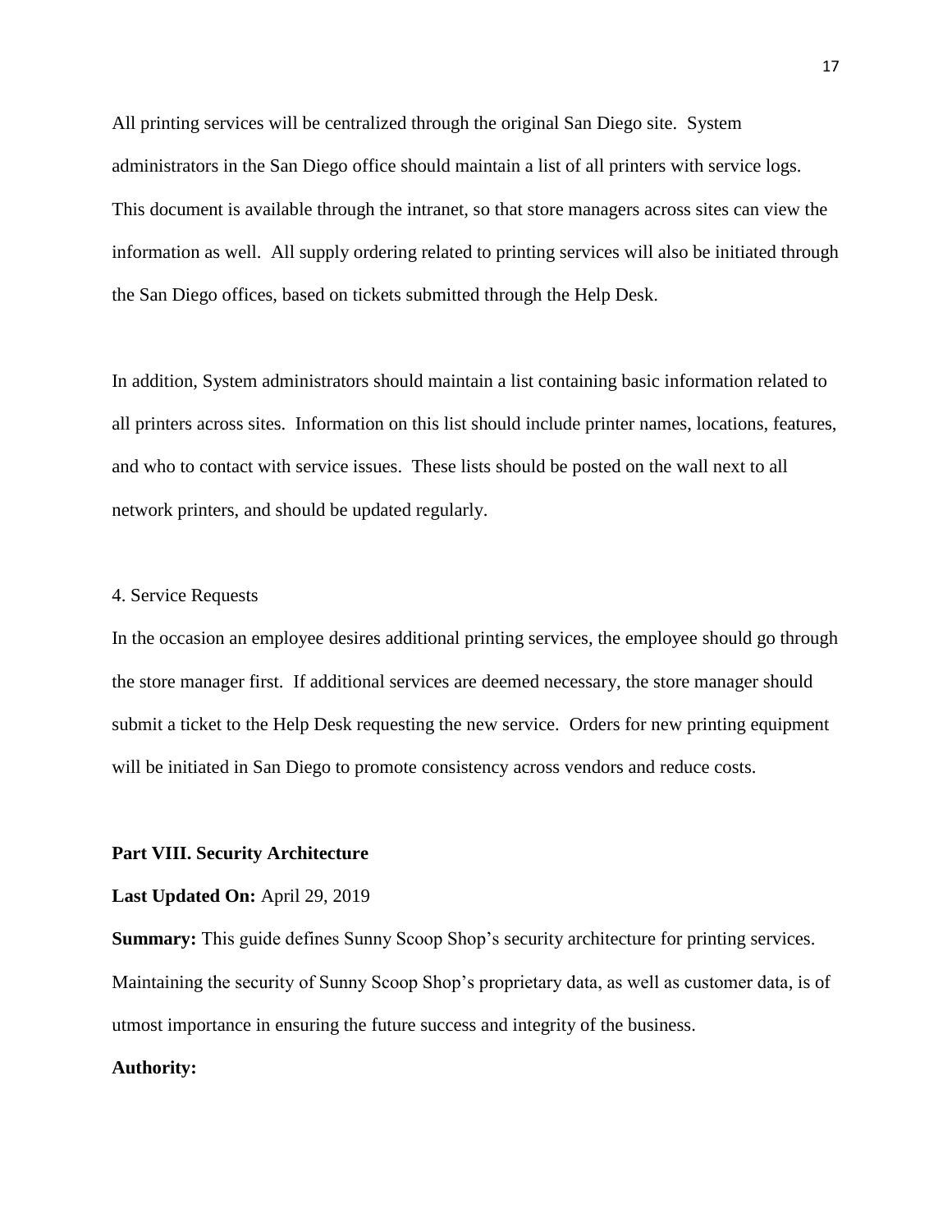All printing services will be centralized through the original San Diego site. System administrators in the San Diego office should maintain a list of all printers with service logs. This document is available through the intranet, so that store managers across sites can view the information as well. All supply ordering related to printing services will also be initiated through the San Diego offices, based on tickets submitted through the Help Desk.

In addition, System administrators should maintain a list containing basic information related to all printers across sites. Information on this list should include printer names, locations, features, and who to contact with service issues. These lists should be posted on the wall next to all network printers, and should be updated regularly.

4. Service Requests

In the occasion an employee desires additional printing services, the employee should go through the store manager first. If additional services are deemed necessary, the store manager should submit a ticket to the Help Desk requesting the new service. Orders for new printing equipment will be initiated in San Diego to promote consistency across vendors and reduce costs.

## Part VIII. Security Architecture

**Last Updated On:** April 29, 2019

**Summary:** This guide defines Sunny Scoop Shop's security architecture for printing services. Maintaining the security of Sunny Scoop Shop's proprietary data, as well as customer data, is of utmost importance in ensuring the future success and integrity of the business.

**Authority:**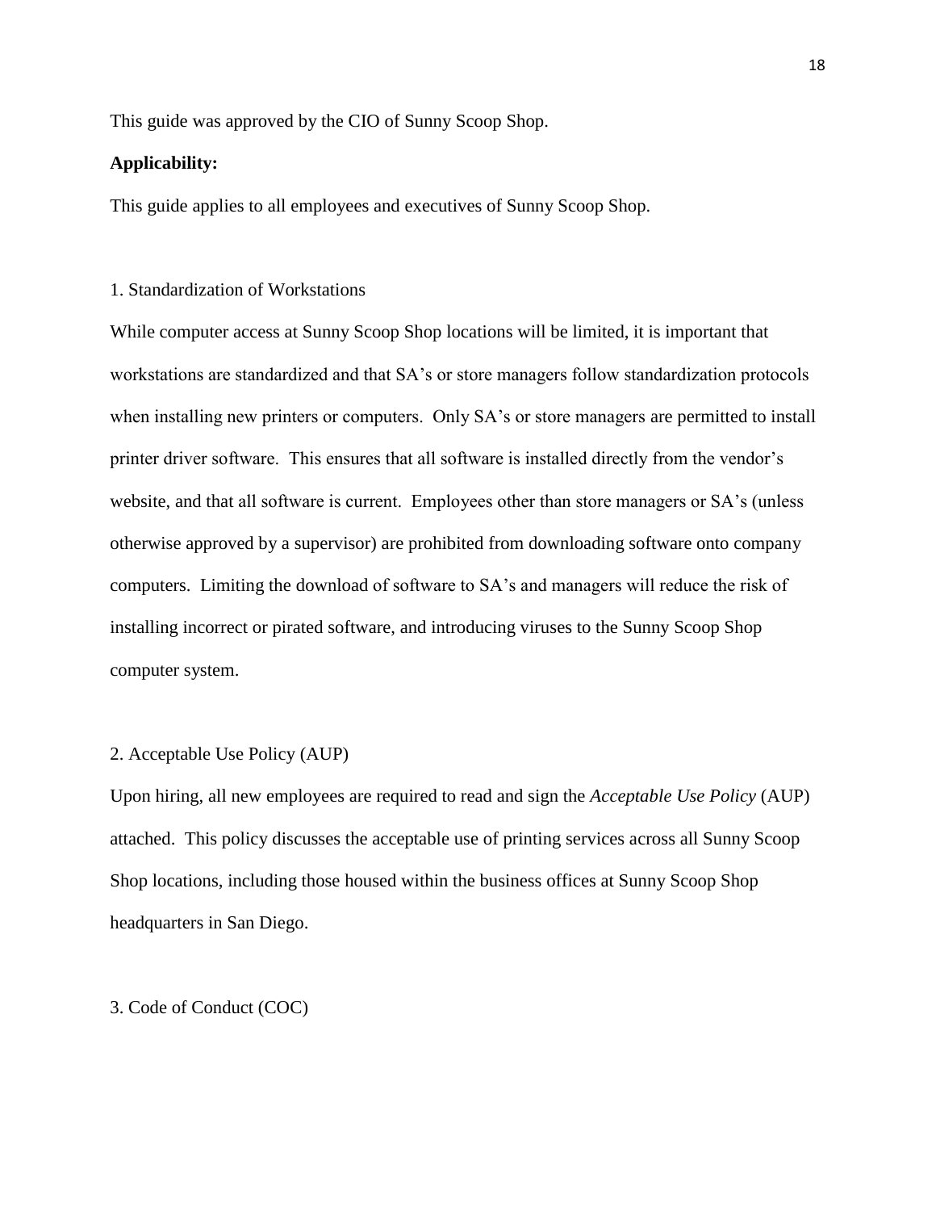This guide was approved by the CIO of Sunny Scoop Shop.

**Applicability:**

This guide applies to all employees and executives of Sunny Scoop Shop.

1. Standardization of Workstations

While computer access at Sunny Scoop Shop locations will be limited, it is important that workstations are standardized and that SA's or store managers follow standardization protocols when installing new printers or computers. Only SA's or store managers are permitted to install printer driver software. This ensures that all software is installed directly from the vendor's website, and that all software is current. Employees other than store managers or SA's (unless otherwise approved by a supervisor) are prohibited from downloading software onto company computers. Limiting the download of software to SA's and managers will reduce the risk of installing incorrect or pirated software, and introducing viruses to the Sunny Scoop Shop computer system.

2. Acceptable Use Policy (AUP)

Upon hiring, all new employees are required to read and sign the *Acceptable Use Policy* (AUP) attached. This policy discusses the acceptable use of printing services across all Sunny Scoop Shop locations, including those housed within the business offices at Sunny Scoop Shop headquarters in San Diego.

3. Code of Conduct (COC)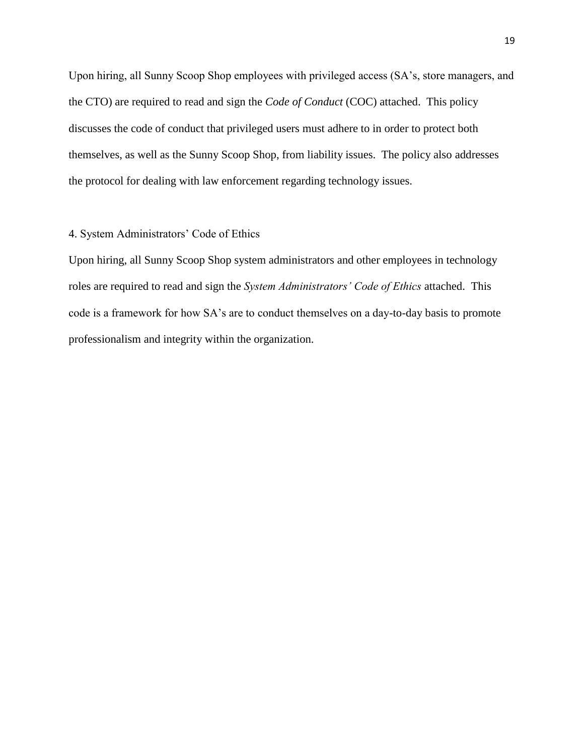Upon hiring, all Sunny Scoop Shop employees with privileged access (SA's, store managers, and the CTO) are required to read and sign the *Code of Conduct* (COC) attached. This policy discusses the code of conduct that privileged users must adhere to in order to protect both themselves, as well as the Sunny Scoop Shop, from liability issues. The policy also addresses the protocol for dealing with law enforcement regarding technology issues.

4. System Administrators' Code of Ethics

Upon hiring, all Sunny Scoop Shop system administrators and other employees in technology roles are required to read and sign the *System Administrators' Code of Ethics* attached. This code is a framework for how SA's are to conduct themselves on a day-to-day basis to promote professionalism and integrity within the organization.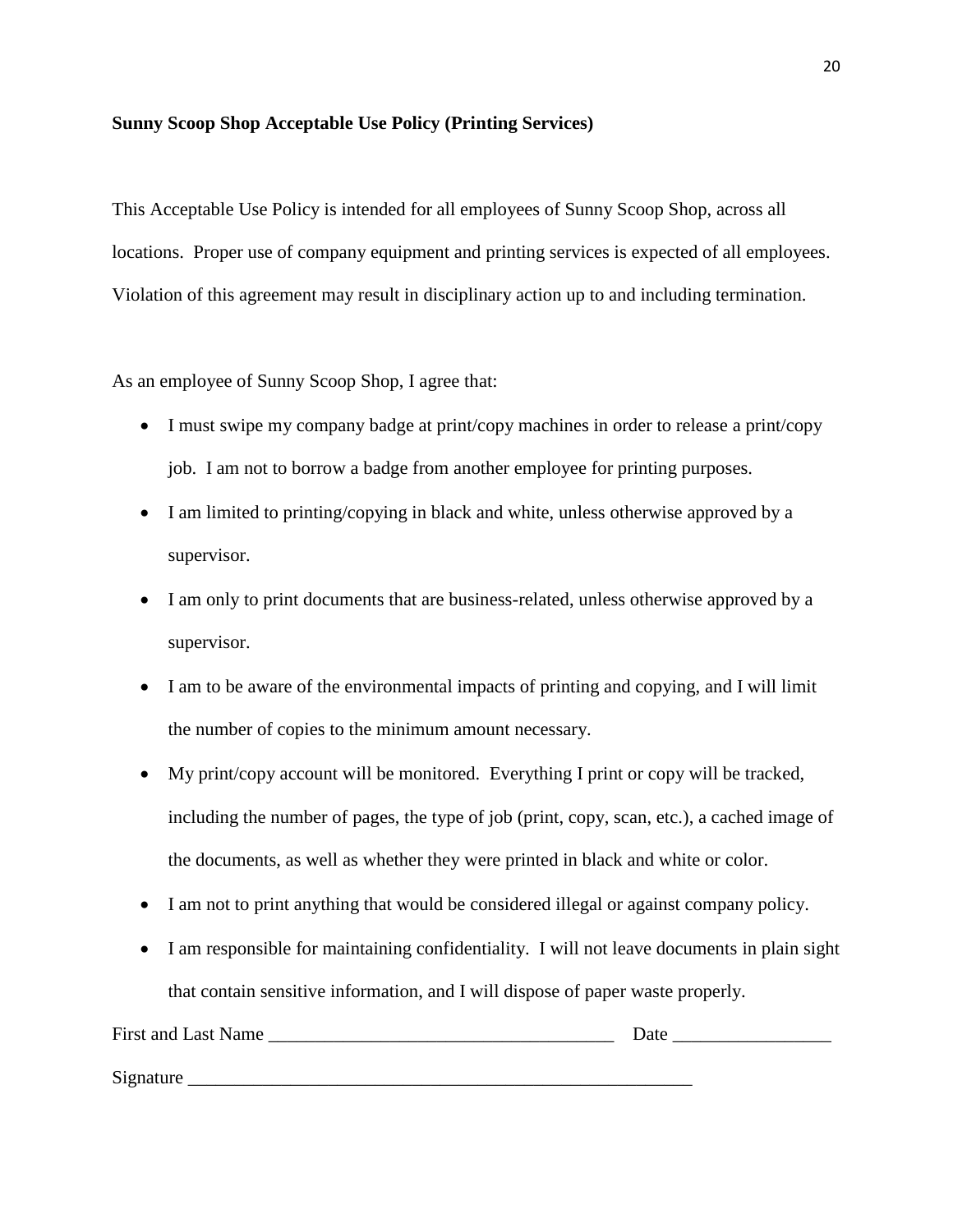**Sunny Scoop Shop Acceptable Use Policy (Printing Services)**

This Acceptable Use Policy is intended for all employees of Sunny Scoop Shop, across all locations. Proper use of company equipment and printing services is expected of all employees. Violation of this agreement may result in disciplinary action up to and including termination.

As an employee of Sunny Scoop Shop, I agree that:

- I must swipe my company badge at print/copy machines in order to release a print/copy job. I am not to borrow a badge from another employee for printing purposes.
- I am limited to printing/copying in black and white, unless otherwise approved by a supervisor.
- I am only to print documents that are business-related, unless otherwise approved by a supervisor.
- I am to be aware of the environmental impacts of printing and copying, and I will limit the number of copies to the minimum amount necessary.
- My print/copy account will be monitored. Everything I print or copy will be tracked, including the number of pages, the type of job (print, copy, scan, etc.), a cached image of the documents, as well as whether they were printed in black and white or color.
- I am not to print anything that would be considered illegal or against company policy.
- I am responsible for maintaining confidentiality. I will not leave documents in plain sight that contain sensitive information, and I will dispose of paper waste properly.

First and Last Name ______________________________________ Date _________________

Signature ________________________________________________________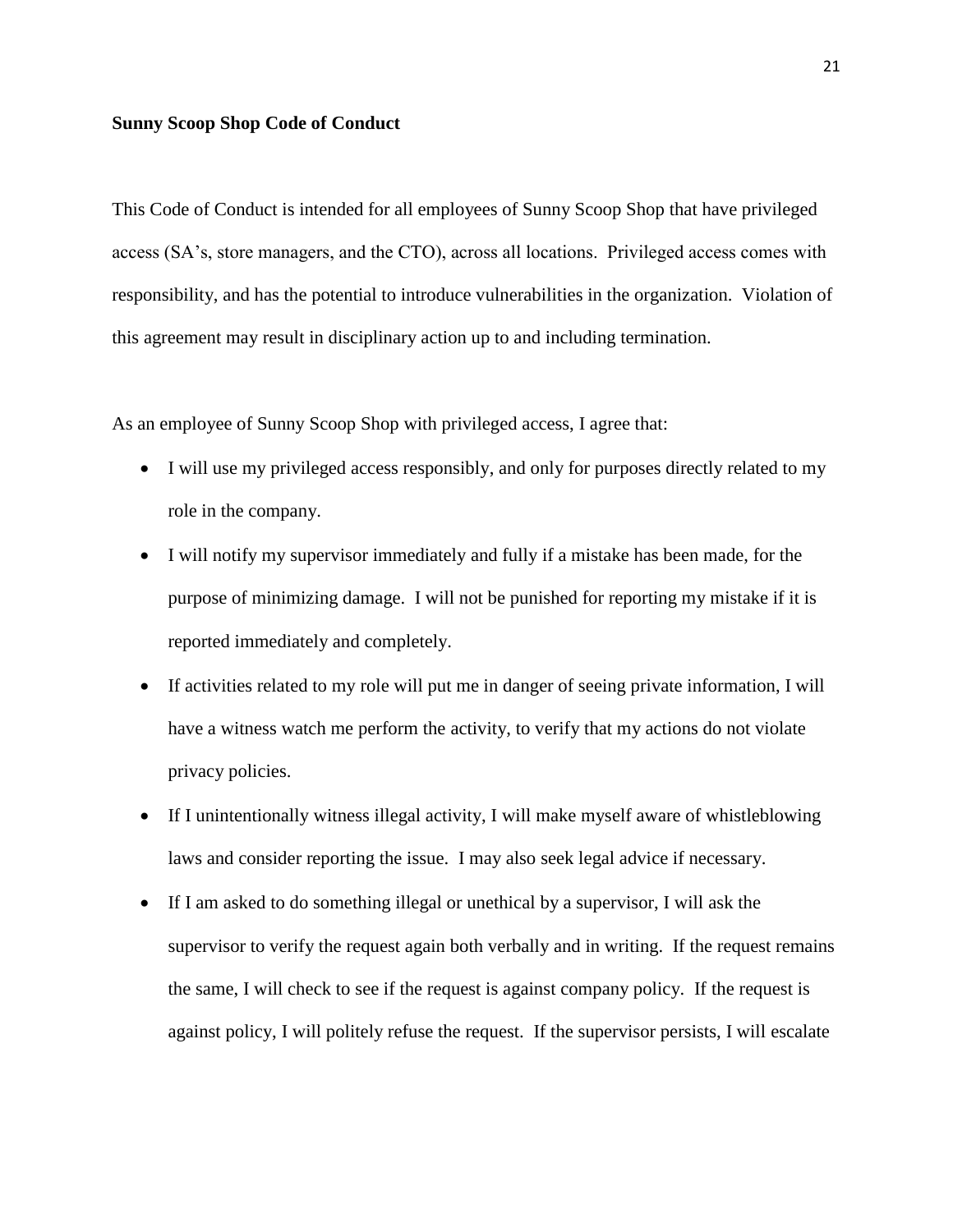**Sunny Scoop Shop Code of Conduct**

This Code of Conduct is intended for all employees of Sunny Scoop Shop that have privileged access (SA's, store managers, and the CTO), across all locations. Privileged access comes with responsibility, and has the potential to introduce vulnerabilities in the organization. Violation of this agreement may result in disciplinary action up to and including termination.

As an employee of Sunny Scoop Shop with privileged access, I agree that:

- I will use my privileged access responsibly, and only for purposes directly related to my role in the company.
- I will notify my supervisor immediately and fully if a mistake has been made, for the purpose of minimizing damage. I will not be punished for reporting my mistake if it is reported immediately and completely.
- If activities related to my role will put me in danger of seeing private information, I will have a witness watch me perform the activity, to verify that my actions do not violate privacy policies.
- If I unintentionally witness illegal activity, I will make myself aware of whistleblowing laws and consider reporting the issue. I may also seek legal advice if necessary.
- If I am asked to do something illegal or unethical by a supervisor, I will ask the supervisor to verify the request again both verbally and in writing. If the request remains the same, I will check to see if the request is against company policy. If the request is against policy, I will politely refuse the request. If the supervisor persists, I will escalate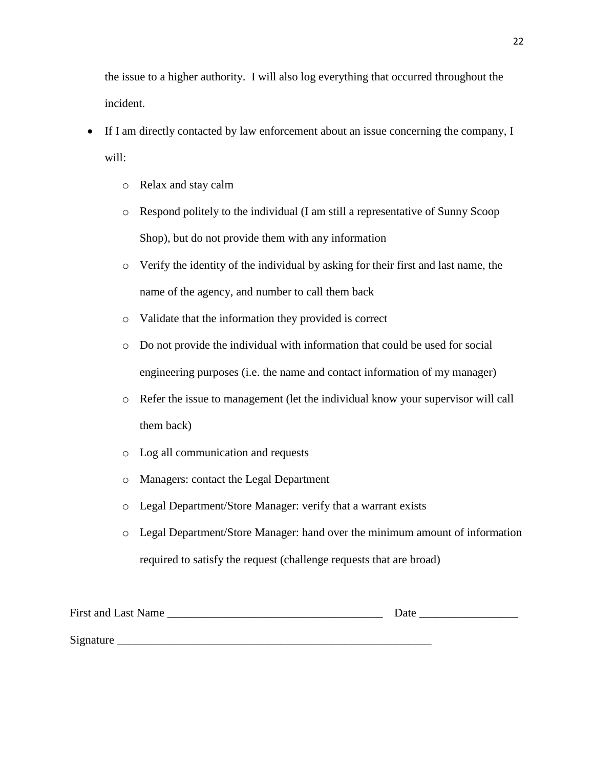the issue to a higher authority. I will also log everything that occurred throughout the incident.

- If I am directly contacted by law enforcement about an issue concerning the company, I will:
    - Relax and stay calm
    - Respond politely to the individual (I am still a representative of Sunny Scoop Shop), but do not provide them with any information
    - Verify the identity of the individual by asking for their first and last name, the name of the agency, and number to call them back
    - Validate that the information they provided is correct
    - Do not provide the individual with information that could be used for social engineering purposes (i.e. the name and contact information of my manager)
    - Refer the issue to management (let the individual know your supervisor will call them back)
    - Log all communication and requests
    - Managers: contact the Legal Department
    - Legal Department/Store Manager: verify that a warrant exists
    - Legal Department/Store Manager: hand over the minimum amount of information required to satisfy the request (challenge requests that are broad)

First and Last Name ______________________________________ Date _________________

Signature ________________________________________________________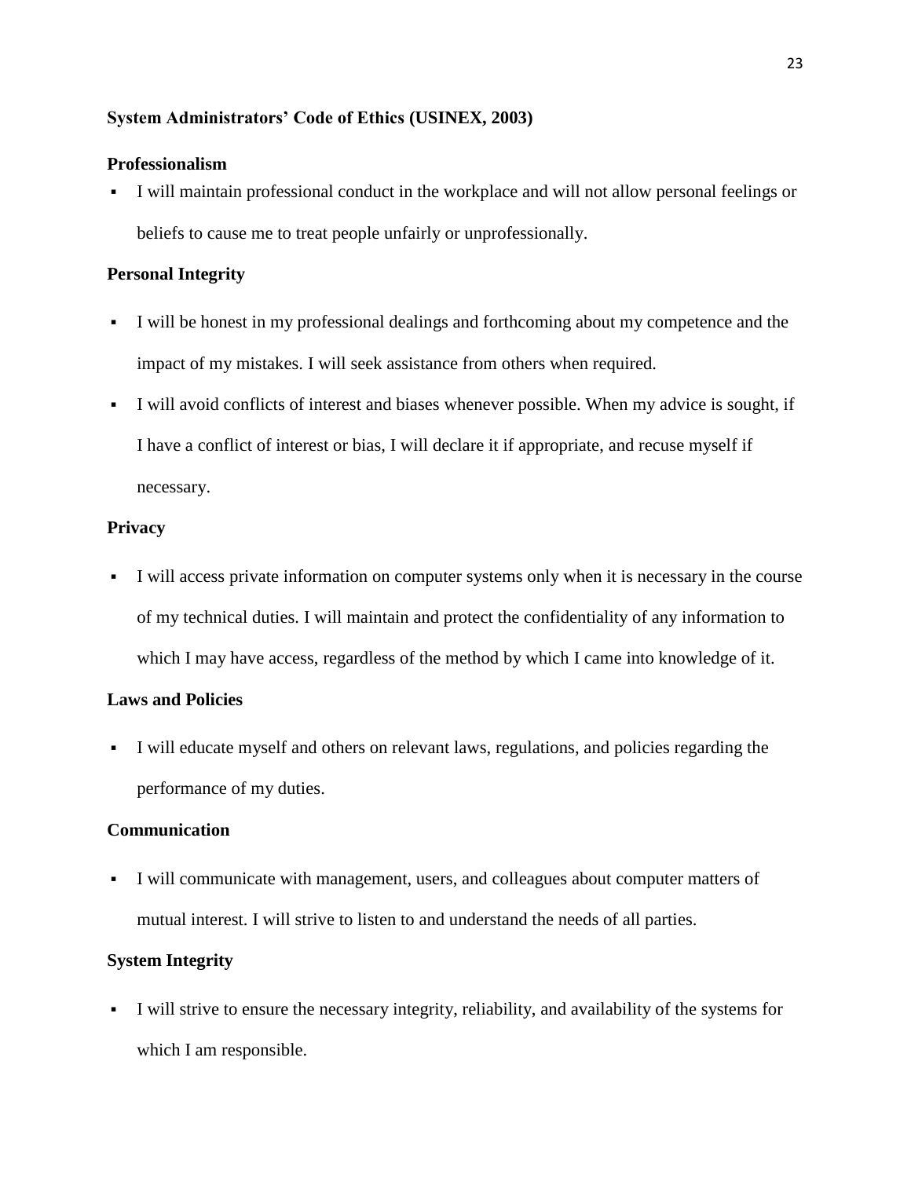**System Administrators' Code of Ethics (USINEX, 2003)**

**Professionalism**

- I will maintain professional conduct in the workplace and will not allow personal feelings or beliefs to cause me to treat people unfairly or unprofessionally.

**Personal Integrity**

- I will be honest in my professional dealings and forthcoming about my competence and the impact of my mistakes. I will seek assistance from others when required.
- I will avoid conflicts of interest and biases whenever possible. When my advice is sought, if I have a conflict of interest or bias, I will declare it if appropriate, and recuse myself if necessary.

**Privacy**

- I will access private information on computer systems only when it is necessary in the course of my technical duties. I will maintain and protect the confidentiality of any information to which I may have access, regardless of the method by which I came into knowledge of it.

**Laws and Policies**

- I will educate myself and others on relevant laws, regulations, and policies regarding the performance of my duties.

**Communication**

- I will communicate with management, users, and colleagues about computer matters of mutual interest. I will strive to listen to and understand the needs of all parties.

**System Integrity**

- I will strive to ensure the necessary integrity, reliability, and availability of the systems for which I am responsible.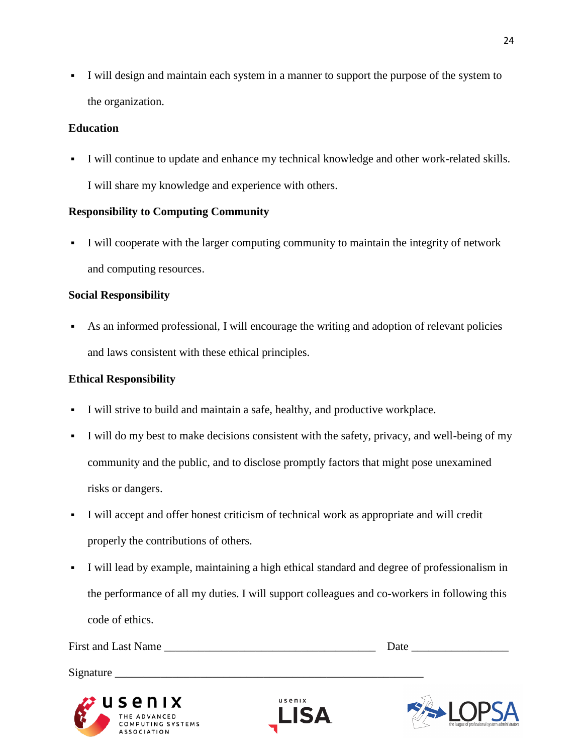- I will design and maintain each system in a manner to support the purpose of the system to the organization.

**Education**

- I will continue to update and enhance my technical knowledge and other work-related skills. I will share my knowledge and experience with others.

**Responsibility to Computing Community**

- I will cooperate with the larger computing community to maintain the integrity of network and computing resources.

**Social Responsibility**

- As an informed professional, I will encourage the writing and adoption of relevant policies and laws consistent with these ethical principles.

**Ethical Responsibility**

- I will strive to build and maintain a safe, healthy, and productive workplace.
- I will do my best to make decisions consistent with the safety, privacy, and well-being of my community and the public, and to disclose promptly factors that might pose unexamined risks or dangers.
- I will accept and offer honest criticism of technical work as appropriate and will credit properly the contributions of others.
- I will lead by example, maintaining a high ethical standard and degree of professionalism in the performance of all my duties. I will support colleagues and co-workers in following this code of ethics.

First and Last Name ___________________________________ Date ________________

Signature ______________________________________________________

usenix THE ADVANCED COMPUTING SYSTEMS ASSOCIATION

usenix LISA

LOPSA the league of professional system administrators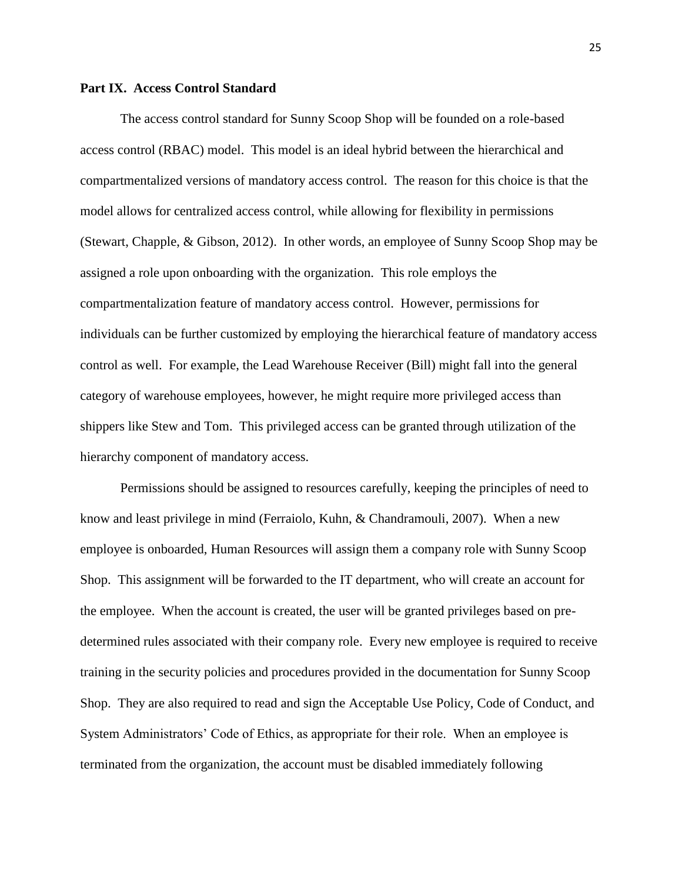**Part IX. Access Control Standard**

The access control standard for Sunny Scoop Shop will be founded on a role-based access control (RBAC) model. This model is an ideal hybrid between the hierarchical and compartmentalized versions of mandatory access control. The reason for this choice is that the model allows for centralized access control, while allowing for flexibility in permissions (Stewart, Chapple, & Gibson, 2012). In other words, an employee of Sunny Scoop Shop may be assigned a role upon onboarding with the organization. This role employs the compartmentalization feature of mandatory access control. However, permissions for individuals can be further customized by employing the hierarchical feature of mandatory access control as well. For example, the Lead Warehouse Receiver (Bill) might fall into the general category of warehouse employees, however, he might require more privileged access than shippers like Stew and Tom. This privileged access can be granted through utilization of the hierarchy component of mandatory access.

Permissions should be assigned to resources carefully, keeping the principles of need to know and least privilege in mind (Ferraiolo, Kuhn, & Chandramouli, 2007). When a new employee is onboarded, Human Resources will assign them a company role with Sunny Scoop Shop. This assignment will be forwarded to the IT department, who will create an account for the employee. When the account is created, the user will be granted privileges based on pre-determined rules associated with their company role. Every new employee is required to receive training in the security policies and procedures provided in the documentation for Sunny Scoop Shop. They are also required to read and sign the Acceptable Use Policy, Code of Conduct, and System Administrators' Code of Ethics, as appropriate for their role. When an employee is terminated from the organization, the account must be disabled immediately following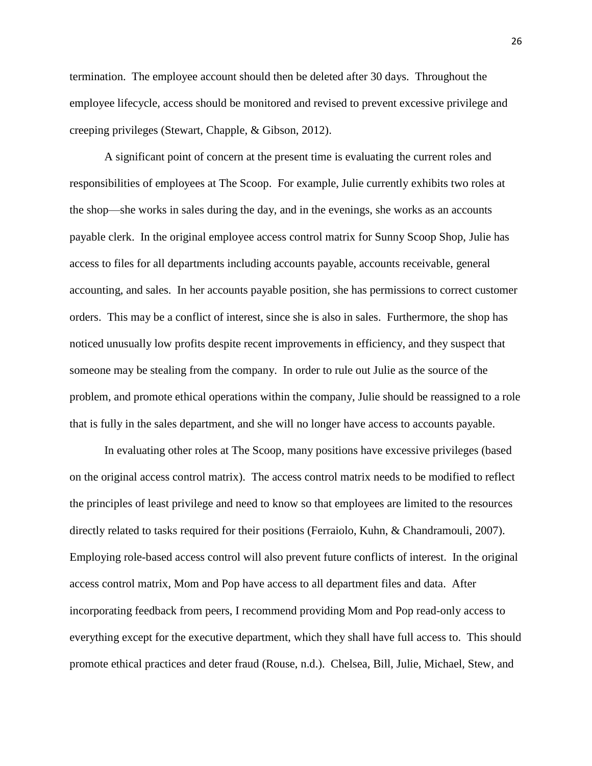termination. The employee account should then be deleted after 30 days. Throughout the employee lifecycle, access should be monitored and revised to prevent excessive privilege and creeping privileges (Stewart, Chapple, & Gibson, 2012).

A significant point of concern at the present time is evaluating the current roles and responsibilities of employees at The Scoop. For example, Julie currently exhibits two roles at the shop—she works in sales during the day, and in the evenings, she works as an accounts payable clerk. In the original employee access control matrix for Sunny Scoop Shop, Julie has access to files for all departments including accounts payable, accounts receivable, general accounting, and sales. In her accounts payable position, she has permissions to correct customer orders. This may be a conflict of interest, since she is also in sales. Furthermore, the shop has noticed unusually low profits despite recent improvements in efficiency, and they suspect that someone may be stealing from the company. In order to rule out Julie as the source of the problem, and promote ethical operations within the company, Julie should be reassigned to a role that is fully in the sales department, and she will no longer have access to accounts payable.

In evaluating other roles at The Scoop, many positions have excessive privileges (based on the original access control matrix). The access control matrix needs to be modified to reflect the principles of least privilege and need to know so that employees are limited to the resources directly related to tasks required for their positions (Ferraiolo, Kuhn, & Chandramouli, 2007). Employing role-based access control will also prevent future conflicts of interest. In the original access control matrix, Mom and Pop have access to all department files and data. After incorporating feedback from peers, I recommend providing Mom and Pop read-only access to everything except for the executive department, which they shall have full access to. This should promote ethical practices and deter fraud (Rouse, n.d.). Chelsea, Bill, Julie, Michael, Stew, and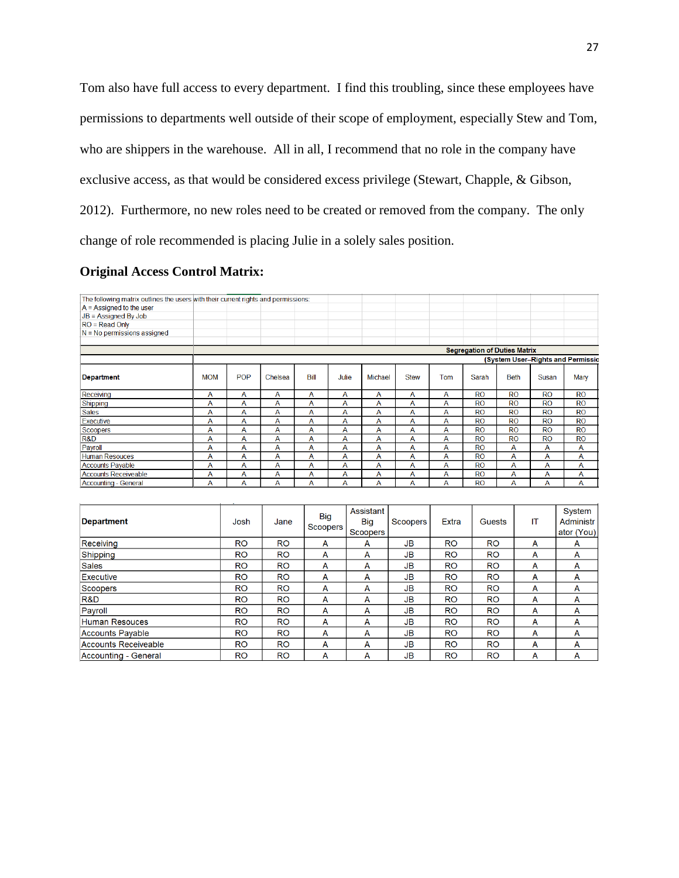Tom also have full access to every department. I find this troubling, since these employees have permissions to departments well outside of their scope of employment, especially Stew and Tom, who are shippers in the warehouse. All in all, I recommend that no role in the company have exclusive access, as that would be considered excess privilege (Stewart, Chapple, & Gibson, 2012). Furthermore, no new roles need to be created or removed from the company. The only change of role recommended is placing Julie in a solely sales position.

**Original Access Control Matrix:**

The following matrix outlines the users with their current rights and permissions:
A = Assigned to the user
JB = Assigned By Job
RO = Read Only
N = No permissions assigned

| | Segregation of Duties Matrix (System User–Rights and Permissio | | | | | | | | | | | |
|---|---|---|---|---|---|---|---|---|---|---|---|---|
| **Department** | MOM | POP | Chelsea | Bill | Julie | Michael | Stew | Tom | Sarah | Beth | Susan | Mary |
| Receiving | A | A | A | A | A | A | A | A | RO | RO | RO | RO |
| Shipping | A | A | A | A | A | A | A | A | RO | RO | RO | RO |
| Sales | A | A | A | A | A | A | A | A | RO | RO | RO | RO |
| Executive | A | A | A | A | A | A | A | A | RO | RO | RO | RO |
| Scoopers | A | A | A | A | A | A | A | A | RO | RO | RO | RO |
| R&D | A | A | A | A | A | A | A | A | RO | RO | RO | RO |
| Payroll | A | A | A | A | A | A | A | A | RO | A | A | A |
| Human Resouces | A | A | A | A | A | A | A | A | RO | A | A | A |
| Accounts Payable | A | A | A | A | A | A | A | A | RO | A | A | A |
| Accounts Receiveable | A | A | A | A | A | A | A | A | RO | A | A | A |
| Accounting - General | A | A | A | A | A | A | A | A | RO | A | A | A |

| **Department** | Josh | Jane | Big Scoopers | Assistant Big Scoopers | Scoopers | Extra | Guests | IT | System Administr ator (You) |
|---|---|---|---|---|---|---|---|---|---|
| Receiving | RO | RO | A | A | JB | RO | RO | A | A |
| Shipping | RO | RO | A | A | JB | RO | RO | A | A |
| Sales | RO | RO | A | A | JB | RO | RO | A | A |
| Executive | RO | RO | A | A | JB | RO | RO | A | A |
| Scoopers | RO | RO | A | A | JB | RO | RO | A | A |
| R&D | RO | RO | A | A | JB | RO | RO | A | A |
| Payroll | RO | RO | A | A | JB | RO | RO | A | A |
| Human Resouces | RO | RO | A | A | JB | RO | RO | A | A |
| Accounts Payable | RO | RO | A | A | JB | RO | RO | A | A |
| Accounts Receiveable | RO | RO | A | A | JB | RO | RO | A | A |
| Accounting - General | RO | RO | A | A | JB | RO | RO | A | A |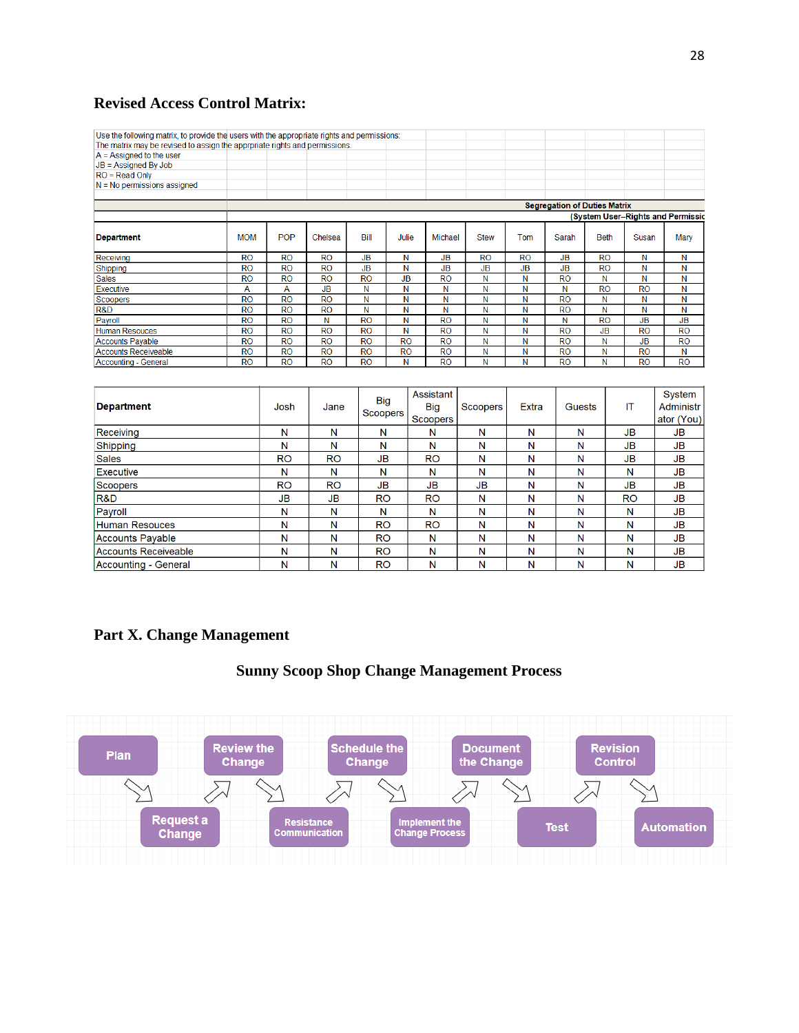### Revised Access Control Matrix:

Use the following matrix, to provide the users with the appropriate rights and permissions:
The matrix may be revised to assign the apprpriate rights and permissions.
A = Assigned to the user
JB = Assigned By Job
RO = Read Only
N = No permissions assigned

| | Segregation of Duties Matrix (System User–Rights and Permissio | | | | | | | | | | |
|---|---|---|---|---|---|---|---|---|---|---|---|
| **Department** | MOM | POP | Chelsea | Bill | Julie | Michael | Stew | Tom | Sarah | Beth | Susan | Mary |
| Receiving | RO | RO | RO | JB | N | JB | RO | RO | JB | RO | N | N |
| Shipping | RO | RO | RO | JB | N | JB | JB | JB | JB | RO | N | N |
| Sales | RO | RO | RO | RO | JB | RO | N | N | RO | N | N | N |
| Executive | A | A | JB | N | N | N | N | N | N | RO | RO | N |
| Scoopers | RO | RO | RO | N | N | N | N | N | RO | N | N | N |
| R&D | RO | RO | RO | N | N | N | N | N | RO | N | N | N |
| Payroll | RO | RO | N | RO | N | RO | N | N | N | RO | JB | JB |
| Human Resouces | RO | RO | RO | RO | N | RO | N | N | RO | JB | RO | RO |
| Accounts Payable | RO | RO | RO | RO | RO | RO | N | N | RO | N | JB | RO |
| Accounts Receiveable | RO | RO | RO | RO | RO | RO | N | N | RO | N | RO | N |
| Accounting - General | RO | RO | RO | RO | N | RO | N | N | RO | N | RO | RO |

| **Department** | Josh | Jane | Big Scoopers | Assistant Big Scoopers | Scoopers | Extra | Guests | IT | System Administrator (You) |
|---|---|---|---|---|---|---|---|---|---|
| Receiving | N | N | N | N | N | N | N | JB | JB |
| Shipping | N | N | N | N | N | N | N | JB | JB |
| Sales | RO | RO | JB | RO | N | N | N | JB | JB |
| Executive | N | N | N | N | N | N | N | N | JB |
| Scoopers | RO | RO | JB | JB | JB | N | N | JB | JB |
| R&D | JB | JB | RO | RO | N | N | N | RO | JB |
| Payroll | N | N | N | N | N | N | N | N | JB |
| Human Resouces | N | N | RO | RO | N | N | N | N | JB |
| Accounts Payable | N | N | RO | N | N | N | N | N | JB |
| Accounts Receiveable | N | N | RO | N | N | N | N | N | JB |
| Accounting - General | N | N | RO | N | N | N | N | N | JB |

### Part X. Change Management

#### Sunny Scoop Shop Change Management Process

Plan → Request a Change → Review the Change → Resistance Communication → Schedule the Change → Implement the Change Process → Document the Change → Test → Revision Control → Automation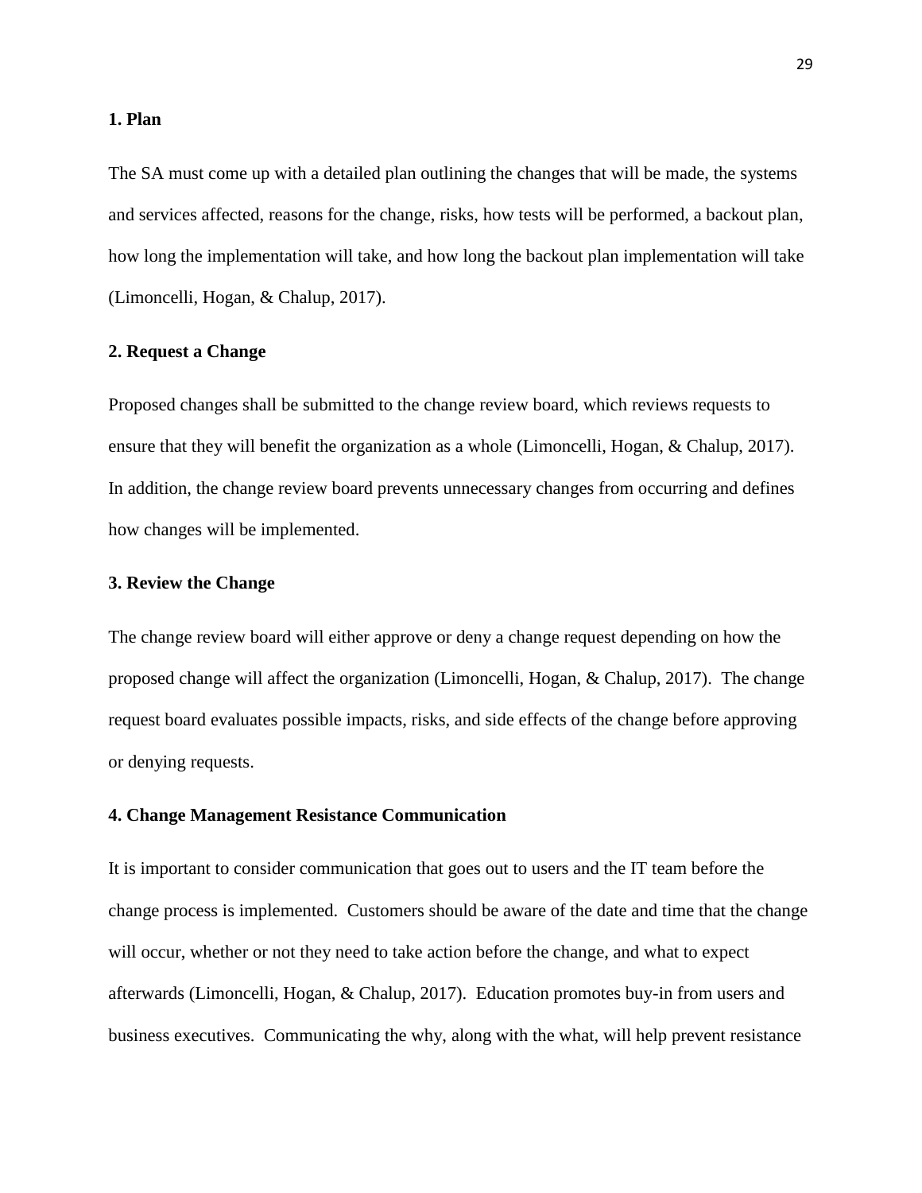**1. Plan**

The SA must come up with a detailed plan outlining the changes that will be made, the systems and services affected, reasons for the change, risks, how tests will be performed, a backout plan, how long the implementation will take, and how long the backout plan implementation will take (Limoncelli, Hogan, & Chalup, 2017).

**2. Request a Change**

Proposed changes shall be submitted to the change review board, which reviews requests to ensure that they will benefit the organization as a whole (Limoncelli, Hogan, & Chalup, 2017). In addition, the change review board prevents unnecessary changes from occurring and defines how changes will be implemented.

**3. Review the Change**

The change review board will either approve or deny a change request depending on how the proposed change will affect the organization (Limoncelli, Hogan, & Chalup, 2017). The change request board evaluates possible impacts, risks, and side effects of the change before approving or denying requests.

**4. Change Management Resistance Communication**

It is important to consider communication that goes out to users and the IT team before the change process is implemented. Customers should be aware of the date and time that the change will occur, whether or not they need to take action before the change, and what to expect afterwards (Limoncelli, Hogan, & Chalup, 2017). Education promotes buy-in from users and business executives. Communicating the why, along with the what, will help prevent resistance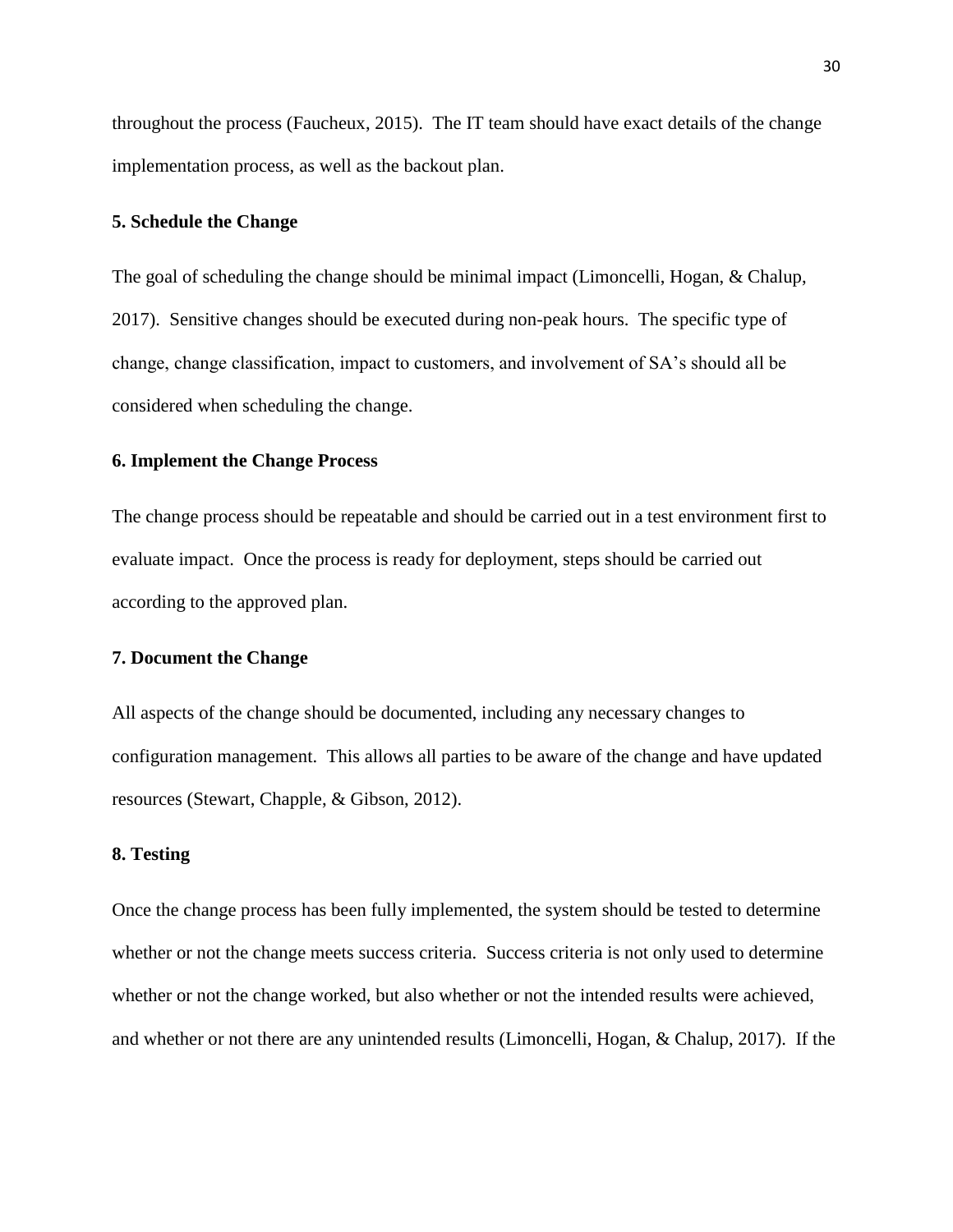throughout the process (Faucheux, 2015). The IT team should have exact details of the change implementation process, as well as the backout plan.

**5. Schedule the Change**

The goal of scheduling the change should be minimal impact (Limoncelli, Hogan, & Chalup, 2017). Sensitive changes should be executed during non-peak hours. The specific type of change, change classification, impact to customers, and involvement of SA's should all be considered when scheduling the change.

**6. Implement the Change Process**

The change process should be repeatable and should be carried out in a test environment first to evaluate impact. Once the process is ready for deployment, steps should be carried out according to the approved plan.

**7. Document the Change**

All aspects of the change should be documented, including any necessary changes to configuration management. This allows all parties to be aware of the change and have updated resources (Stewart, Chapple, & Gibson, 2012).

**8. Testing**

Once the change process has been fully implemented, the system should be tested to determine whether or not the change meets success criteria. Success criteria is not only used to determine whether or not the change worked, but also whether or not the intended results were achieved, and whether or not there are any unintended results (Limoncelli, Hogan, & Chalup, 2017). If the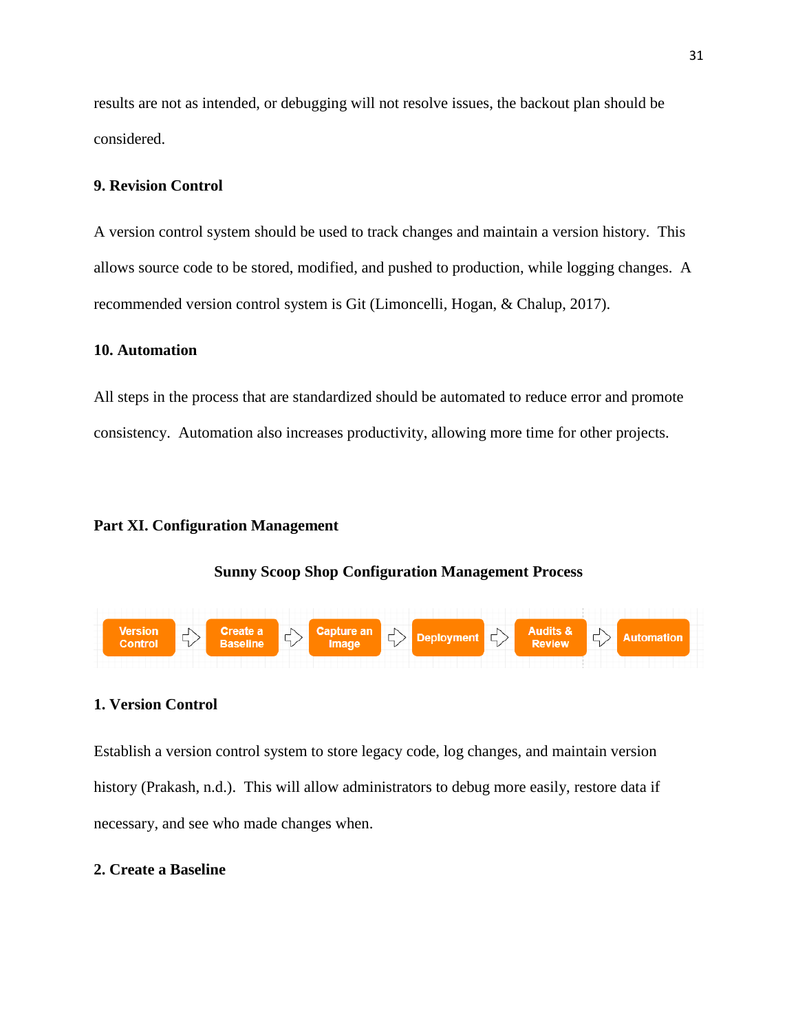results are not as intended, or debugging will not resolve issues, the backout plan should be considered.

### 9. Revision Control

A version control system should be used to track changes and maintain a version history. This allows source code to be stored, modified, and pushed to production, while logging changes. A recommended version control system is Git (Limoncelli, Hogan, & Chalup, 2017).

### 10. Automation

All steps in the process that are standardized should be automated to reduce error and promote consistency. Automation also increases productivity, allowing more time for other projects.

## Part XI. Configuration Management

**Sunny Scoop Shop Configuration Management Process**

Version Control ⇨ Create a Baseline ⇨ Capture an Image ⇨ Deployment ⇨ Audits & Review ⇨ Automation

### 1. Version Control

Establish a version control system to store legacy code, log changes, and maintain version history (Prakash, n.d.). This will allow administrators to debug more easily, restore data if necessary, and see who made changes when.

### 2. Create a Baseline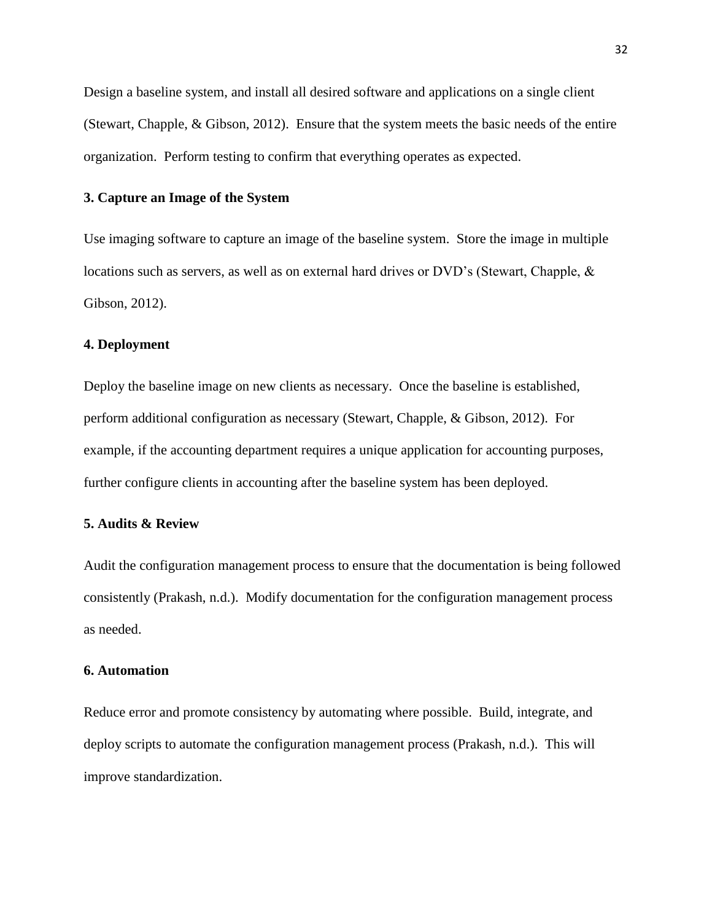Design a baseline system, and install all desired software and applications on a single client (Stewart, Chapple, & Gibson, 2012). Ensure that the system meets the basic needs of the entire organization. Perform testing to confirm that everything operates as expected.

### 3. Capture an Image of the System

Use imaging software to capture an image of the baseline system. Store the image in multiple locations such as servers, as well as on external hard drives or DVD's (Stewart, Chapple, & Gibson, 2012).

### 4. Deployment

Deploy the baseline image on new clients as necessary. Once the baseline is established, perform additional configuration as necessary (Stewart, Chapple, & Gibson, 2012). For example, if the accounting department requires a unique application for accounting purposes, further configure clients in accounting after the baseline system has been deployed.

### 5. Audits & Review

Audit the configuration management process to ensure that the documentation is being followed consistently (Prakash, n.d.). Modify documentation for the configuration management process as needed.

### 6. Automation

Reduce error and promote consistency by automating where possible. Build, integrate, and deploy scripts to automate the configuration management process (Prakash, n.d.). This will improve standardization.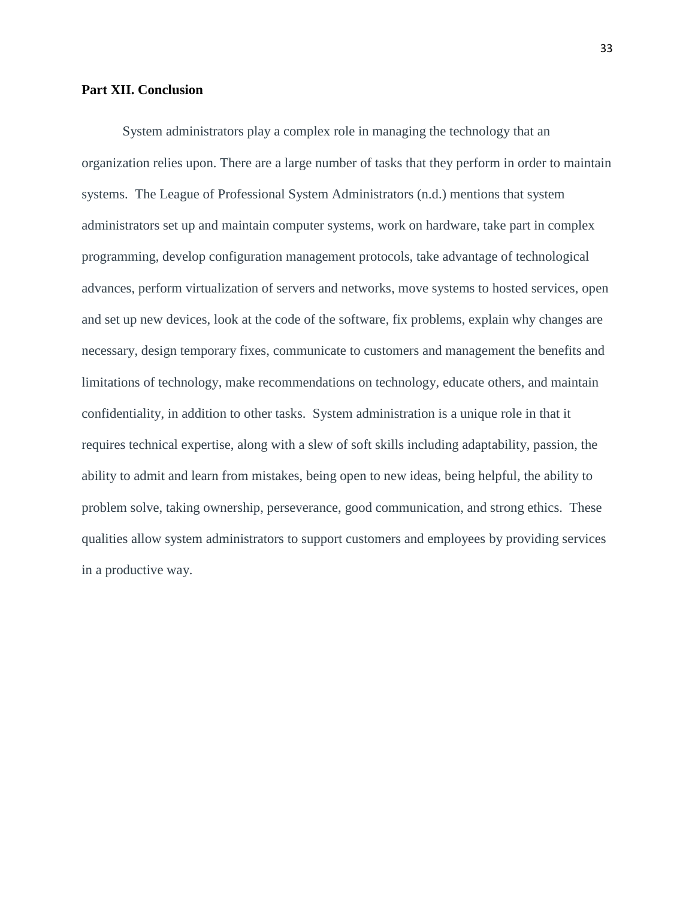**Part XII. Conclusion**

System administrators play a complex role in managing the technology that an organization relies upon. There are a large number of tasks that they perform in order to maintain systems. The League of Professional System Administrators (n.d.) mentions that system administrators set up and maintain computer systems, work on hardware, take part in complex programming, develop configuration management protocols, take advantage of technological advances, perform virtualization of servers and networks, move systems to hosted services, open and set up new devices, look at the code of the software, fix problems, explain why changes are necessary, design temporary fixes, communicate to customers and management the benefits and limitations of technology, make recommendations on technology, educate others, and maintain confidentiality, in addition to other tasks. System administration is a unique role in that it requires technical expertise, along with a slew of soft skills including adaptability, passion, the ability to admit and learn from mistakes, being open to new ideas, being helpful, the ability to problem solve, taking ownership, perseverance, good communication, and strong ethics. These qualities allow system administrators to support customers and employees by providing services in a productive way.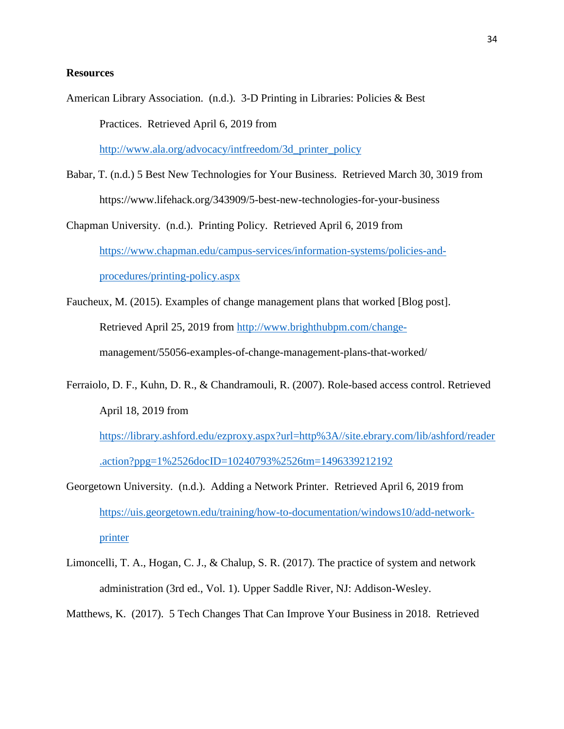**Resources**

American Library Association. (n.d.). 3-D Printing in Libraries: Policies & Best Practices. Retrieved April 6, 2019 from http://www.ala.org/advocacy/intfreedom/3d_printer_policy

Babar, T. (n.d.) 5 Best New Technologies for Your Business. Retrieved March 30, 3019 from https://www.lifehack.org/343909/5-best-new-technologies-for-your-business

Chapman University. (n.d.). Printing Policy. Retrieved April 6, 2019 from https://www.chapman.edu/campus-services/information-systems/policies-and-procedures/printing-policy.aspx

Faucheux, M. (2015). Examples of change management plans that worked [Blog post]. Retrieved April 25, 2019 from http://www.brighthubpm.com/change-management/55056-examples-of-change-management-plans-that-worked/

Ferraiolo, D. F., Kuhn, D. R., & Chandramouli, R. (2007). Role-based access control. Retrieved April 18, 2019 from https://library.ashford.edu/ezproxy.aspx?url=http%3A//site.ebrary.com/lib/ashford/reader.action?ppg=1%2526docID=10240793%2526tm=1496339212192

Georgetown University. (n.d.). Adding a Network Printer. Retrieved April 6, 2019 from https://uis.georgetown.edu/training/how-to-documentation/windows10/add-network-printer

Limoncelli, T. A., Hogan, C. J., & Chalup, S. R. (2017). The practice of system and network administration (3rd ed., Vol. 1). Upper Saddle River, NJ: Addison-Wesley.

Matthews, K. (2017). 5 Tech Changes That Can Improve Your Business in 2018. Retrieved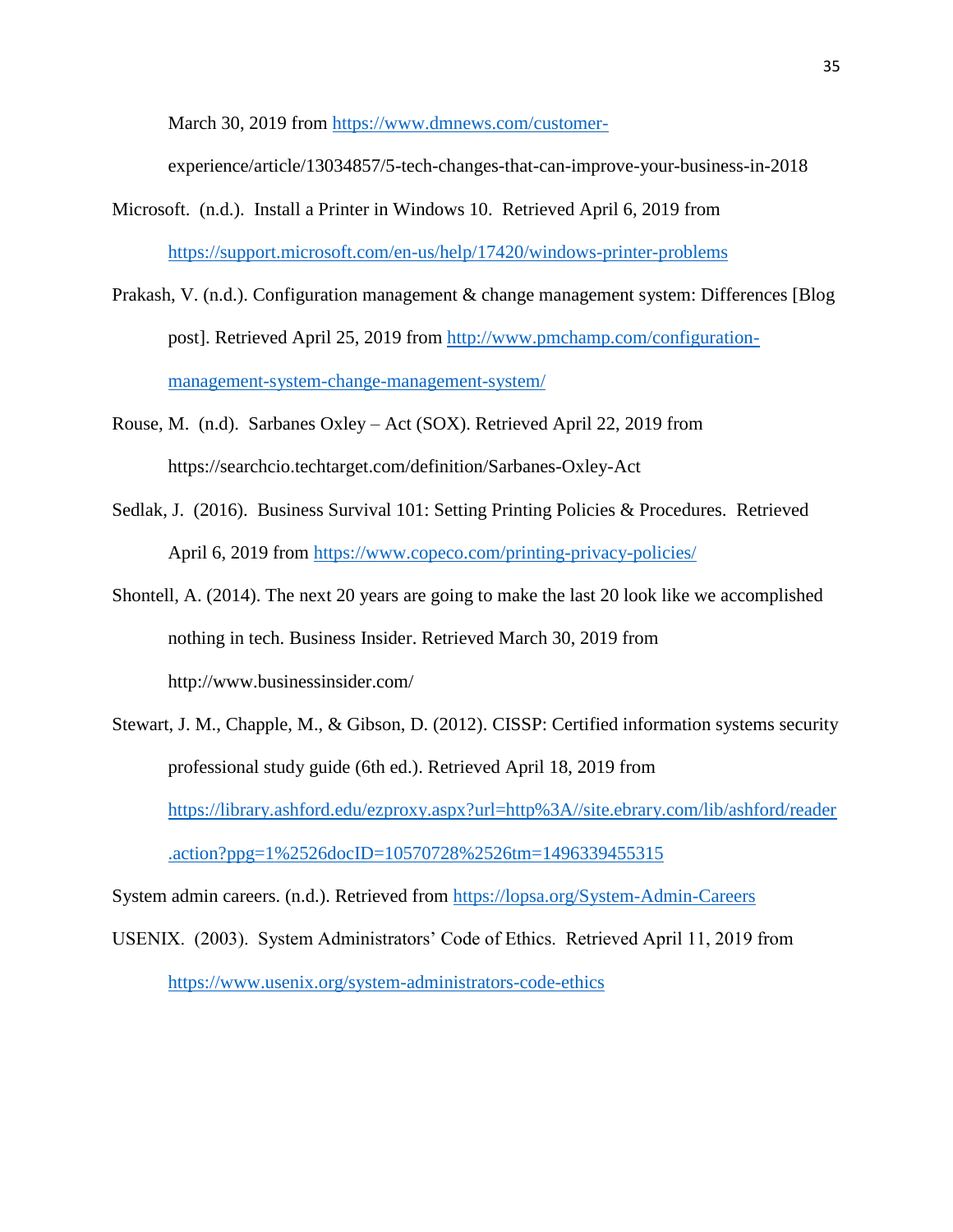March 30, 2019 from https://www.dmnews.com/customer-experience/article/13034857/5-tech-changes-that-can-improve-your-business-in-2018

Microsoft. (n.d.). Install a Printer in Windows 10. Retrieved April 6, 2019 from https://support.microsoft.com/en-us/help/17420/windows-printer-problems

Prakash, V. (n.d.). Configuration management & change management system: Differences [Blog post]. Retrieved April 25, 2019 from http://www.pmchamp.com/configuration-management-system-change-management-system/

Rouse, M. (n.d). Sarbanes Oxley – Act (SOX). Retrieved April 22, 2019 from https://searchcio.techtarget.com/definition/Sarbanes-Oxley-Act

Sedlak, J. (2016). Business Survival 101: Setting Printing Policies & Procedures. Retrieved April 6, 2019 from https://www.copeco.com/printing-privacy-policies/

Shontell, A. (2014). The next 20 years are going to make the last 20 look like we accomplished nothing in tech. Business Insider. Retrieved March 30, 2019 from http://www.businessinsider.com/

Stewart, J. M., Chapple, M., & Gibson, D. (2012). CISSP: Certified information systems security professional study guide (6th ed.). Retrieved April 18, 2019 from https://library.ashford.edu/ezproxy.aspx?url=http%3A//site.ebrary.com/lib/ashford/reader.action?ppg=1%2526docID=10570728%2526tm=1496339455315

System admin careers. (n.d.). Retrieved from https://lopsa.org/System-Admin-Careers

USENIX. (2003). System Administrators' Code of Ethics. Retrieved April 11, 2019 from https://www.usenix.org/system-administrators-code-ethics